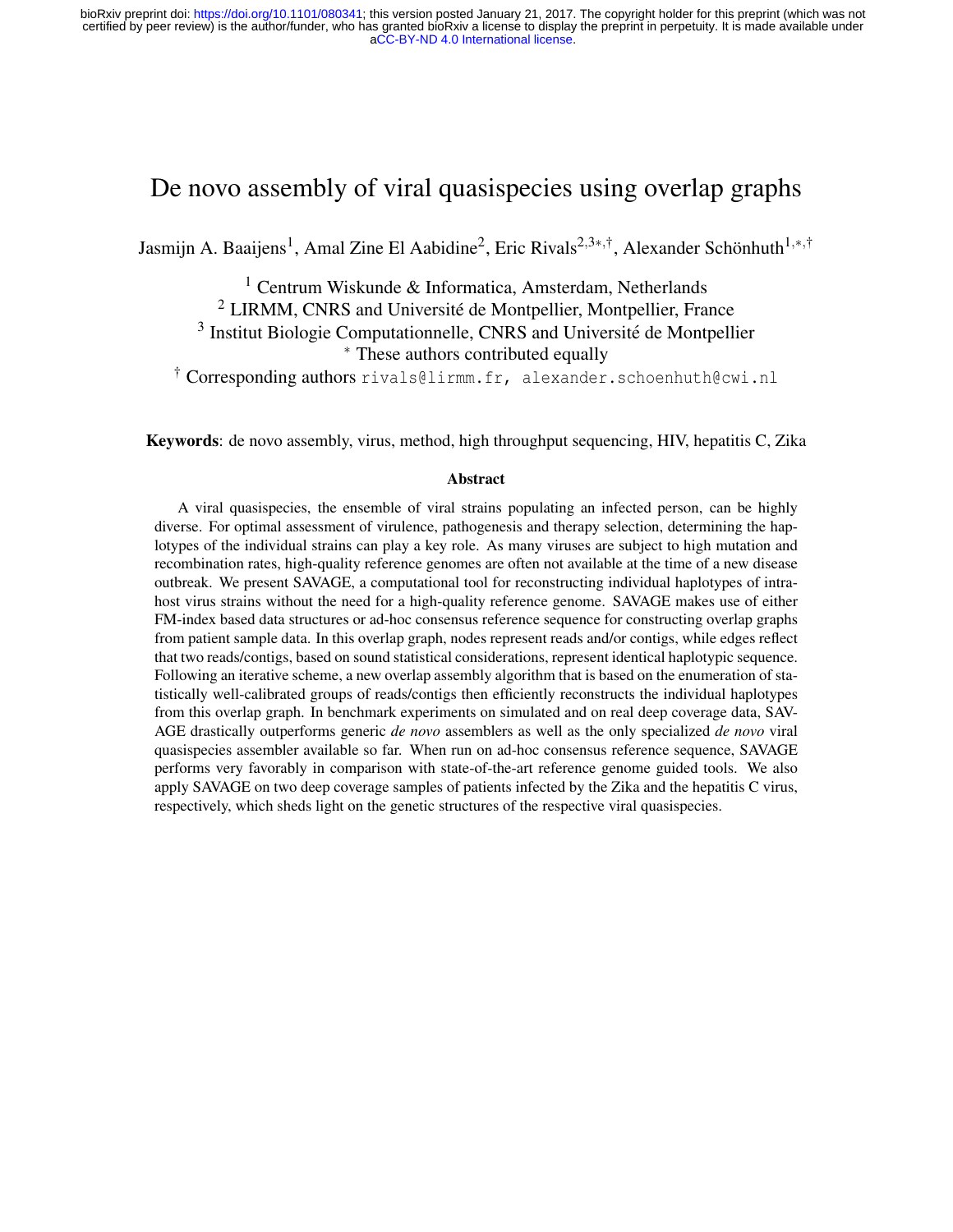# De novo assembly of viral quasispecies using overlap graphs

Jasmijn A. Baaijens[1], Amal Zine El Aabidine[2], Eric Rivals[2,3*,†], Alexander Schönhuth[1,*,†]

[1] Centrum Wiskunde & Informatica, Amsterdam, Netherlands
[2] LIRMM, CNRS and Université de Montpellier, Montpellier, France
[3] Institut Biologie Computationnelle, CNRS and Université de Montpellier
[*] These authors contributed equally
[†] Corresponding authors rivals@lirmm.fr, alexander.schoenhuth@cwi.nl

**Keywords**: de novo assembly, virus, method, high throughput sequencing, HIV, hepatitis C, Zika

### Abstract

A viral quasispecies, the ensemble of viral strains populating an infected person, can be highly diverse. For optimal assessment of virulence, pathogenesis and therapy selection, determining the haplotypes of the individual strains can play a key role. As many viruses are subject to high mutation and recombination rates, high-quality reference genomes are often not available at the time of a new disease outbreak. We present SAVAGE, a computational tool for reconstructing individual haplotypes of intra-host virus strains without the need for a high-quality reference genome. SAVAGE makes use of either FM-index based data structures or ad-hoc consensus reference sequence for constructing overlap graphs from patient sample data. In this overlap graph, nodes represent reads and/or contigs, while edges reflect that two reads/contigs, based on sound statistical considerations, represent identical haplotypic sequence. Following an iterative scheme, a new overlap assembly algorithm that is based on the enumeration of statistically well-calibrated groups of reads/contigs then efficiently reconstructs the individual haplotypes from this overlap graph. In benchmark experiments on simulated and on real deep coverage data, SAVAGE drastically outperforms generic *de novo* assemblers as well as the only specialized *de novo* viral quasispecies assembler available so far. When run on ad-hoc consensus reference sequence, SAVAGE performs very favorably in comparison with state-of-the-art reference genome guided tools. We also apply SAVAGE on two deep coverage samples of patients infected by the Zika and the hepatitis C virus, respectively, which sheds light on the genetic structures of the respective viral quasispecies.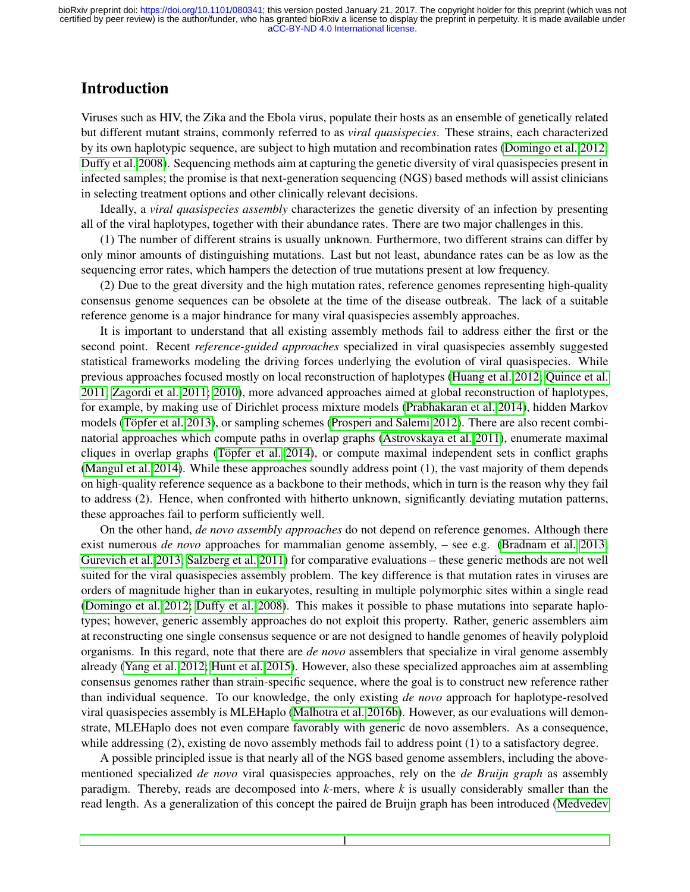# Introduction

Viruses such as HIV, the Zika and the Ebola virus, populate their hosts as an ensemble of genetically related but different mutant strains, commonly referred to as *viral quasispecies*. These strains, each characterized by its own haplotypic sequence, are subject to high mutation and recombination rates (Domingo et al. 2012; Duffy et al. 2008). Sequencing methods aim at capturing the genetic diversity of viral quasispecies present in infected samples; the promise is that next-generation sequencing (NGS) based methods will assist clinicians in selecting treatment options and other clinically relevant decisions.

Ideally, a *viral quasispecies assembly* characterizes the genetic diversity of an infection by presenting all of the viral haplotypes, together with their abundance rates. There are two major challenges in this.

(1) The number of different strains is usually unknown. Furthermore, two different strains can differ by only minor amounts of distinguishing mutations. Last but not least, abundance rates can be as low as the sequencing error rates, which hampers the detection of true mutations present at low frequency.

(2) Due to the great diversity and the high mutation rates, reference genomes representing high-quality consensus genome sequences can be obsolete at the time of the disease outbreak. The lack of a suitable reference genome is a major hindrance for many viral quasispecies assembly approaches.

It is important to understand that all existing assembly methods fail to address either the first or the second point. Recent *reference-guided approaches* specialized in viral quasispecies assembly suggested statistical frameworks modeling the driving forces underlying the evolution of viral quasispecies. While previous approaches focused mostly on local reconstruction of haplotypes (Huang et al. 2012; Quince et al. 2011; Zagordi et al. 2011; 2010), more advanced approaches aimed at global reconstruction of haplotypes, for example, by making use of Dirichlet process mixture models (Prabhakaran et al. 2014), hidden Markov models (Töpfer et al. 2013), or sampling schemes (Prosperi and Salemi 2012). There are also recent combinatorial approaches which compute paths in overlap graphs (Astrovskaya et al. 2011), enumerate maximal cliques in overlap graphs (Töpfer et al. 2014), or compute maximal independent sets in conflict graphs (Mangul et al. 2014). While these approaches soundly address point (1), the vast majority of them depends on high-quality reference sequence as a backbone to their methods, which in turn is the reason why they fail to address (2). Hence, when confronted with hitherto unknown, significantly deviating mutation patterns, these approaches fail to perform sufficiently well.

On the other hand, *de novo assembly approaches* do not depend on reference genomes. Although there exist numerous *de novo* approaches for mammalian genome assembly, – see e.g. (Bradnam et al. 2013; Gurevich et al. 2013; Salzberg et al. 2011) for comparative evaluations – these generic methods are not well suited for the viral quasispecies assembly problem. The key difference is that mutation rates in viruses are orders of magnitude higher than in eukaryotes, resulting in multiple polymorphic sites within a single read (Domingo et al. 2012; Duffy et al. 2008). This makes it possible to phase mutations into separate haplotypes; however, generic assembly approaches do not exploit this property. Rather, generic assemblers aim at reconstructing one single consensus sequence or are not designed to handle genomes of heavily polyploid organisms. In this regard, note that there are *de novo* assemblers that specialize in viral genome assembly already (Yang et al. 2012; Hunt et al. 2015). However, also these specialized approaches aim at assembling consensus genomes rather than strain-specific sequence, where the goal is to construct new reference rather than individual sequence. To our knowledge, the only existing *de novo* approach for haplotype-resolved viral quasispecies assembly is MLEHaplo (Malhotra et al. 2016b). However, as our evaluations will demonstrate, MLEHaplo does not even compare favorably with generic de novo assemblers. As a consequence, while addressing (2), existing de novo assembly methods fail to address point (1) to a satisfactory degree.

A possible principled issue is that nearly all of the NGS based genome assemblers, including the above-mentioned specialized *de novo* viral quasispecies approaches, rely on the *de Bruijn graph* as assembly paradigm. Thereby, reads are decomposed into $k$-mers, where $k$ is usually considerably smaller than the read length. As a generalization of this concept the paired de Bruijn graph has been introduced (Medvedev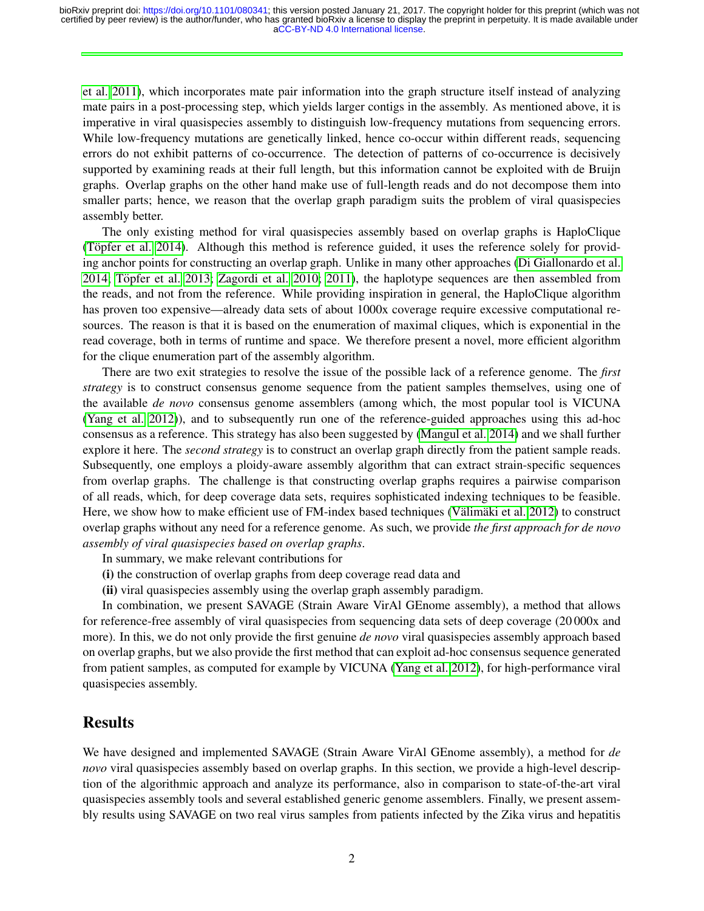et al. 2011), which incorporates mate pair information into the graph structure itself instead of analyzing mate pairs in a post-processing step, which yields larger contigs in the assembly. As mentioned above, it is imperative in viral quasispecies assembly to distinguish low-frequency mutations from sequencing errors. While low-frequency mutations are genetically linked, hence co-occur within different reads, sequencing errors do not exhibit patterns of co-occurrence. The detection of patterns of co-occurrence is decisively supported by examining reads at their full length, but this information cannot be exploited with de Bruijn graphs. Overlap graphs on the other hand make use of full-length reads and do not decompose them into smaller parts; hence, we reason that the overlap graph paradigm suits the problem of viral quasispecies assembly better.

The only existing method for viral quasispecies assembly based on overlap graphs is HaploClique (Töpfer et al. 2014). Although this method is reference guided, it uses the reference solely for providing anchor points for constructing an overlap graph. Unlike in many other approaches (Di Giallonardo et al. 2014; Töpfer et al. 2013; Zagordi et al. 2010; 2011), the haplotype sequences are then assembled from the reads, and not from the reference. While providing inspiration in general, the HaploClique algorithm has proven too expensive—already data sets of about 1000x coverage require excessive computational resources. The reason is that it is based on the enumeration of maximal cliques, which is exponential in the read coverage, both in terms of runtime and space. We therefore present a novel, more efficient algorithm for the clique enumeration part of the assembly algorithm.

There are two exit strategies to resolve the issue of the possible lack of a reference genome. The *first strategy* is to construct consensus genome sequence from the patient samples themselves, using one of the available *de novo* consensus genome assemblers (among which, the most popular tool is VICUNA (Yang et al. 2012)), and to subsequently run one of the reference-guided approaches using this ad-hoc consensus as a reference. This strategy has also been suggested by (Mangul et al. 2014) and we shall further explore it here. The *second strategy* is to construct an overlap graph directly from the patient sample reads. Subsequently, one employs a ploidy-aware assembly algorithm that can extract strain-specific sequences from overlap graphs. The challenge is that constructing overlap graphs requires a pairwise comparison of all reads, which, for deep coverage data sets, requires sophisticated indexing techniques to be feasible. Here, we show how to make efficient use of FM-index based techniques (Välimäki et al. 2012) to construct overlap graphs without any need for a reference genome. As such, we provide *the first approach for de novo assembly of viral quasispecies based on overlap graphs*.

In summary, we make relevant contributions for

**(i)** the construction of overlap graphs from deep coverage read data and

**(ii)** viral quasispecies assembly using the overlap graph assembly paradigm.

In combination, we present SAVAGE (Strain Aware VirAl GEnome assembly), a method that allows for reference-free assembly of viral quasispecies from sequencing data sets of deep coverage (20 000x and more). In this, we do not only provide the first genuine *de novo* viral quasispecies assembly approach based on overlap graphs, but we also provide the first method that can exploit ad-hoc consensus sequence generated from patient samples, as computed for example by VICUNA (Yang et al. 2012), for high-performance viral quasispecies assembly.

## Results

We have designed and implemented SAVAGE (Strain Aware VirAl GEnome assembly), a method for *de novo* viral quasispecies assembly based on overlap graphs. In this section, we provide a high-level description of the algorithmic approach and analyze its performance, also in comparison to state-of-the-art viral quasispecies assembly tools and several established generic genome assemblers. Finally, we present assembly results using SAVAGE on two real virus samples from patients infected by the Zika virus and hepatitis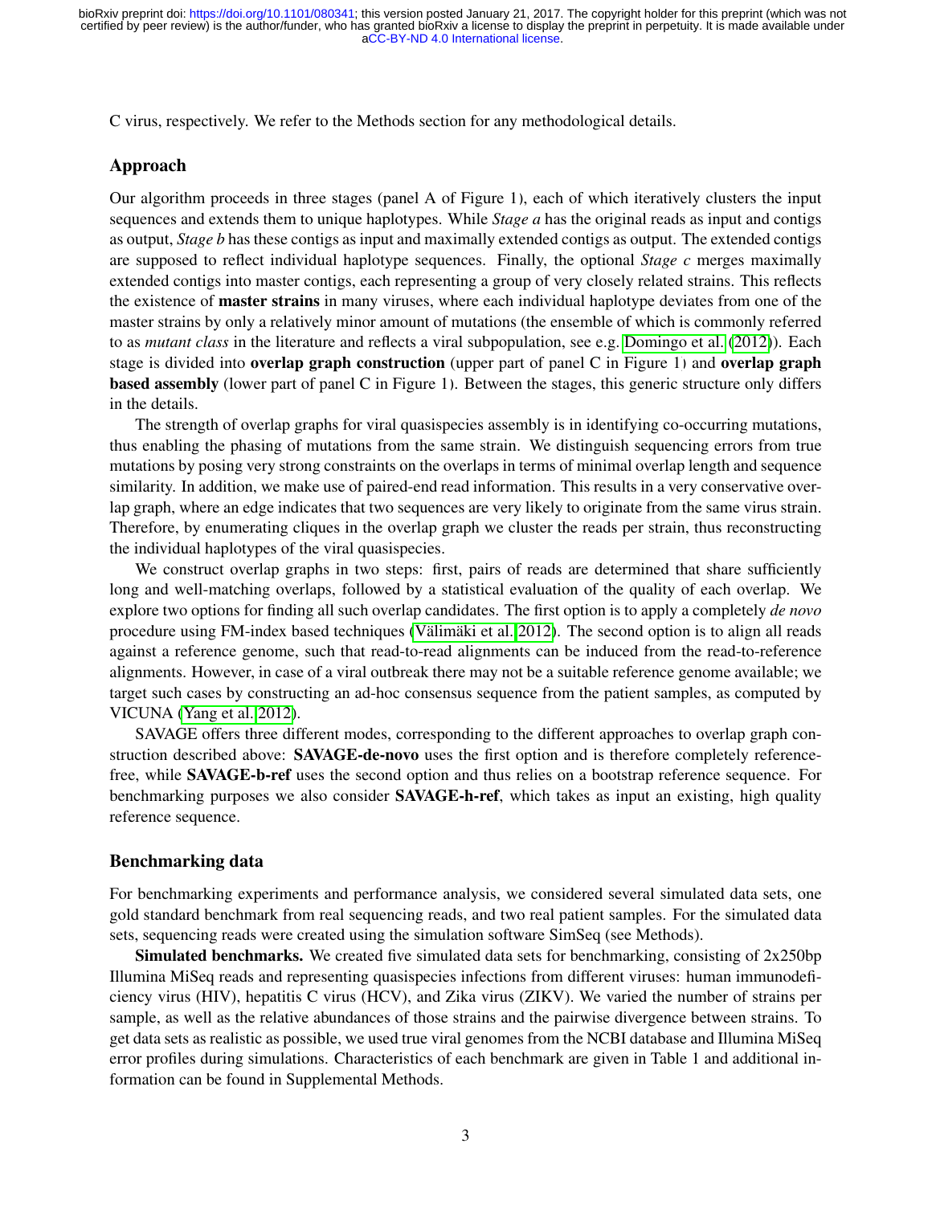C virus, respectively. We refer to the Methods section for any methodological details.

## Approach

Our algorithm proceeds in three stages (panel A of Figure 1), each of which iteratively clusters the input sequences and extends them to unique haplotypes. While *Stage a* has the original reads as input and contigs as output, *Stage b* has these contigs as input and maximally extended contigs as output. The extended contigs are supposed to reflect individual haplotype sequences. Finally, the optional *Stage c* merges maximally extended contigs into master contigs, each representing a group of very closely related strains. This reflects the existence of **master strains** in many viruses, where each individual haplotype deviates from one of the master strains by only a relatively minor amount of mutations (the ensemble of which is commonly referred to as *mutant class* in the literature and reflects a viral subpopulation, see e.g. Domingo et al. (2012)). Each stage is divided into **overlap graph construction** (upper part of panel C in Figure 1) and **overlap graph based assembly** (lower part of panel C in Figure 1). Between the stages, this generic structure only differs in the details.

The strength of overlap graphs for viral quasispecies assembly is in identifying co-occurring mutations, thus enabling the phasing of mutations from the same strain. We distinguish sequencing errors from true mutations by posing very strong constraints on the overlaps in terms of minimal overlap length and sequence similarity. In addition, we make use of paired-end read information. This results in a very conservative overlap graph, where an edge indicates that two sequences are very likely to originate from the same virus strain. Therefore, by enumerating cliques in the overlap graph we cluster the reads per strain, thus reconstructing the individual haplotypes of the viral quasispecies.

We construct overlap graphs in two steps: first, pairs of reads are determined that share sufficiently long and well-matching overlaps, followed by a statistical evaluation of the quality of each overlap. We explore two options for finding all such overlap candidates. The first option is to apply a completely *de novo* procedure using FM-index based techniques (Välimäki et al. 2012). The second option is to align all reads against a reference genome, such that read-to-read alignments can be induced from the read-to-reference alignments. However, in case of a viral outbreak there may not be a suitable reference genome available; we target such cases by constructing an ad-hoc consensus sequence from the patient samples, as computed by VICUNA (Yang et al. 2012).

SAVAGE offers three different modes, corresponding to the different approaches to overlap graph construction described above: **SAVAGE-de-novo** uses the first option and is therefore completely reference-free, while **SAVAGE-b-ref** uses the second option and thus relies on a bootstrap reference sequence. For benchmarking purposes we also consider **SAVAGE-h-ref**, which takes as input an existing, high quality reference sequence.

## Benchmarking data

For benchmarking experiments and performance analysis, we considered several simulated data sets, one gold standard benchmark from real sequencing reads, and two real patient samples. For the simulated data sets, sequencing reads were created using the simulation software SimSeq (see Methods).

**Simulated benchmarks.** We created five simulated data sets for benchmarking, consisting of 2x250bp Illumina MiSeq reads and representing quasispecies infections from different viruses: human immunodeficiency virus (HIV), hepatitis C virus (HCV), and Zika virus (ZIKV). We varied the number of strains per sample, as well as the relative abundances of those strains and the pairwise divergence between strains. To get data sets as realistic as possible, we used true viral genomes from the NCBI database and Illumina MiSeq error profiles during simulations. Characteristics of each benchmark are given in Table 1 and additional information can be found in Supplemental Methods.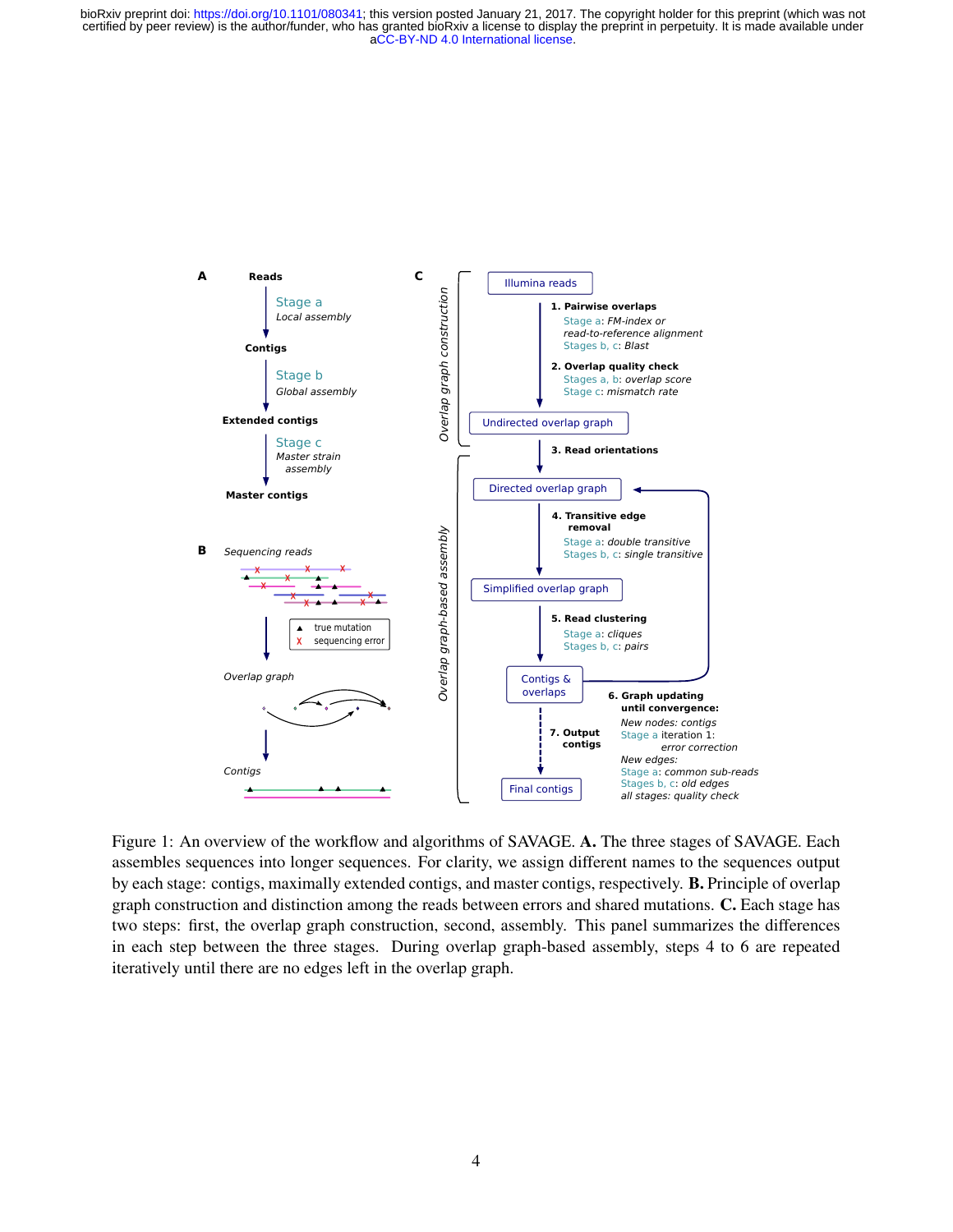Figure 1: An overview of the workflow and algorithms of SAVAGE. **A.** The three stages of SAVAGE. Each assembles sequences into longer sequences. For clarity, we assign different names to the sequences output by each stage: contigs, maximally extended contigs, and master contigs, respectively. **B.** Principle of overlap graph construction and distinction among the reads between errors and shared mutations. **C.** Each stage has two steps: first, the overlap graph construction, second, assembly. This panel summarizes the differences in each step between the three stages. During overlap graph-based assembly, steps 4 to 6 are repeated iteratively until there are no edges left in the overlap graph.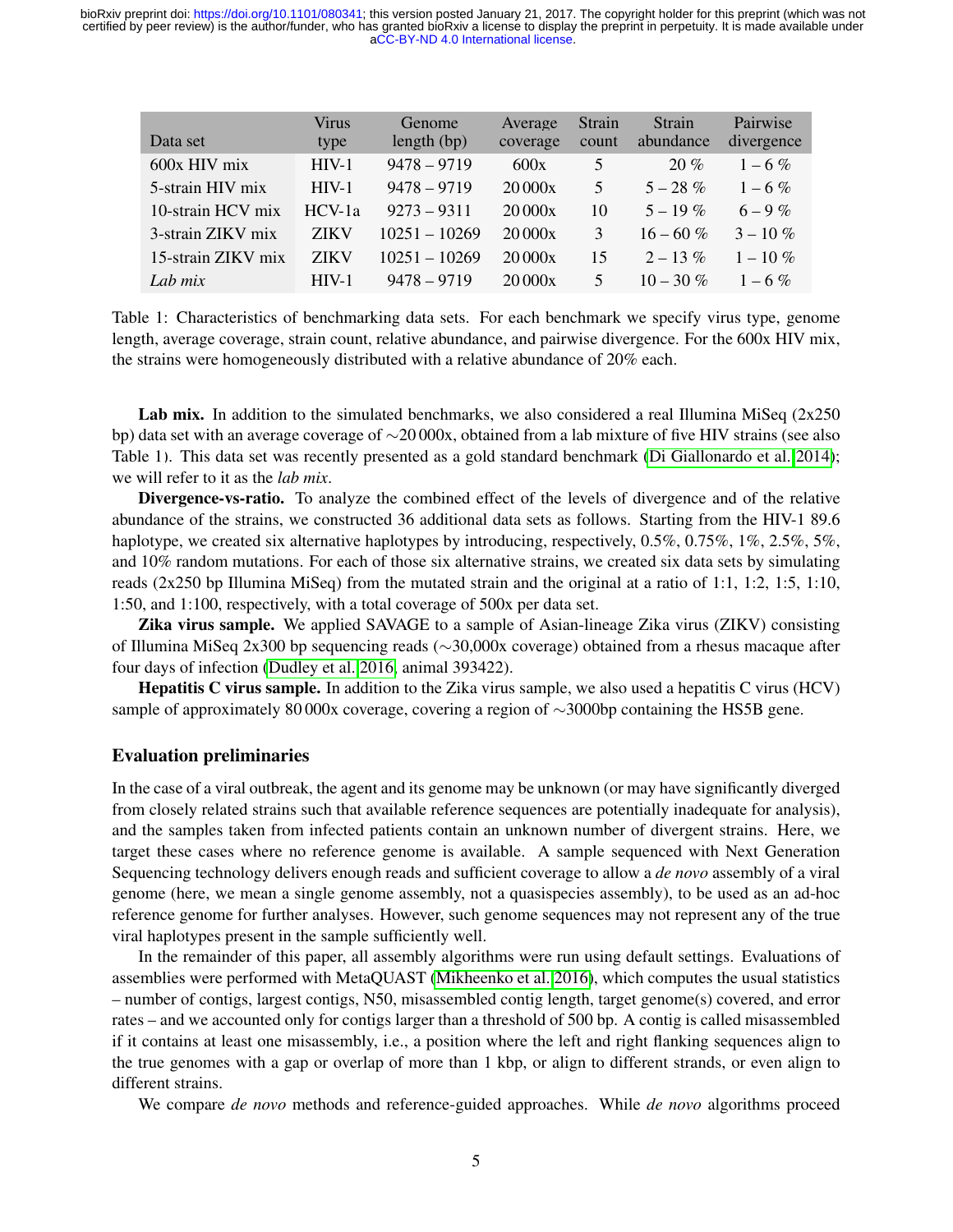| Data set | Virus type | Genome length (bp) | Average coverage | Strain count | Strain abundance | Pairwise divergence |
|---|---|---|---|---|---|---|
| 600x HIV mix | HIV-1 | 9478 – 9719 | 600x | 5 | 20 % | 1 – 6 % |
| 5-strain HIV mix | HIV-1 | 9478 – 9719 | 20 000x | 5 | 5 – 28 % | 1 – 6 % |
| 10-strain HCV mix | HCV-1a | 9273 – 9311 | 20 000x | 10 | 5 – 19 % | 6 – 9 % |
| 3-strain ZIKV mix | ZIKV | 10251 – 10269 | 20 000x | 3 | 16 – 60 % | 3 – 10 % |
| 15-strain ZIKV mix | ZIKV | 10251 – 10269 | 20 000x | 15 | 2 – 13 % | 1 – 10 % |
| *Lab mix* | HIV-1 | 9478 – 9719 | 20 000x | 5 | 10 – 30 % | 1 – 6 % |

Table 1: Characteristics of benchmarking data sets. For each benchmark we specify virus type, genome length, average coverage, strain count, relative abundance, and pairwise divergence. For the 600x HIV mix, the strains were homogeneously distributed with a relative abundance of 20% each.

**Lab mix.** In addition to the simulated benchmarks, we also considered a real Illumina MiSeq (2x250 bp) data set with an average coverage of ~20 000x, obtained from a lab mixture of five HIV strains (see also Table 1). This data set was recently presented as a gold standard benchmark (Di Giallonardo et al. 2014); we will refer to it as the *lab mix*.

**Divergence-vs-ratio.** To analyze the combined effect of the levels of divergence and of the relative abundance of the strains, we constructed 36 additional data sets as follows. Starting from the HIV-1 89.6 haplotype, we created six alternative haplotypes by introducing, respectively, 0.5%, 0.75%, 1%, 2.5%, 5%, and 10% random mutations. For each of those six alternative strains, we created six data sets by simulating reads (2x250 bp Illumina MiSeq) from the mutated strain and the original at a ratio of 1:1, 1:2, 1:5, 1:10, 1:50, and 1:100, respectively, with a total coverage of 500x per data set.

**Zika virus sample.** We applied SAVAGE to a sample of Asian-lineage Zika virus (ZIKV) consisting of Illumina MiSeq 2x300 bp sequencing reads (~30,000x coverage) obtained from a rhesus macaque after four days of infection (Dudley et al. 2016, animal 393422).

**Hepatitis C virus sample.** In addition to the Zika virus sample, we also used a hepatitis C virus (HCV) sample of approximately 80 000x coverage, covering a region of ~3000bp containing the HS5B gene.

## Evaluation preliminaries

In the case of a viral outbreak, the agent and its genome may be unknown (or may have significantly diverged from closely related strains such that available reference sequences are potentially inadequate for analysis), and the samples taken from infected patients contain an unknown number of divergent strains. Here, we target these cases where no reference genome is available. A sample sequenced with Next Generation Sequencing technology delivers enough reads and sufficient coverage to allow a *de novo* assembly of a viral genome (here, we mean a single genome assembly, not a quasispecies assembly), to be used as an ad-hoc reference genome for further analyses. However, such genome sequences may not represent any of the true viral haplotypes present in the sample sufficiently well.

In the remainder of this paper, all assembly algorithms were run using default settings. Evaluations of assemblies were performed with MetaQUAST (Mikheenko et al. 2016), which computes the usual statistics – number of contigs, largest contigs, N50, misassembled contig length, target genome(s) covered, and error rates – and we accounted only for contigs larger than a threshold of 500 bp. A contig is called misassembled if it contains at least one misassembly, i.e., a position where the left and right flanking sequences align to the true genomes with a gap or overlap of more than 1 kbp, or align to different strands, or even align to different strains.

We compare *de novo* methods and reference-guided approaches. While *de novo* algorithms proceed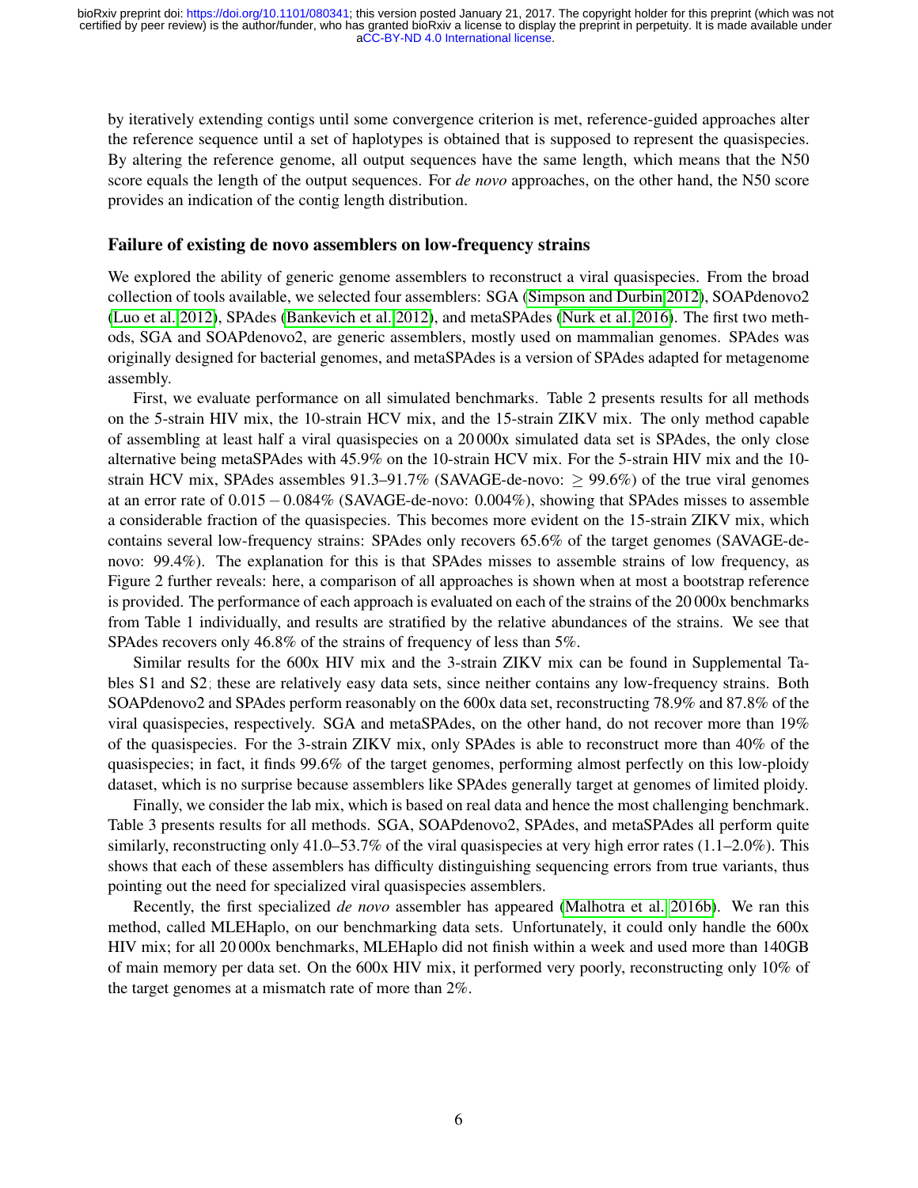by iteratively extending contigs until some convergence criterion is met, reference-guided approaches alter the reference sequence until a set of haplotypes is obtained that is supposed to represent the quasispecies. By altering the reference genome, all output sequences have the same length, which means that the N50 score equals the length of the output sequences. For *de novo* approaches, on the other hand, the N50 score provides an indication of the contig length distribution.

### Failure of existing de novo assemblers on low-frequency strains

We explored the ability of generic genome assemblers to reconstruct a viral quasispecies. From the broad collection of tools available, we selected four assemblers: SGA (Simpson and Durbin 2012), SOAPdenovo2 (Luo et al. 2012), SPAdes (Bankevich et al. 2012), and metaSPAdes (Nurk et al. 2016). The first two methods, SGA and SOAPdenovo2, are generic assemblers, mostly used on mammalian genomes. SPAdes was originally designed for bacterial genomes, and metaSPAdes is a version of SPAdes adapted for metagenome assembly.

First, we evaluate performance on all simulated benchmarks. Table 2 presents results for all methods on the 5-strain HIV mix, the 10-strain HCV mix, and the 15-strain ZIKV mix. The only method capable of assembling at least half a viral quasispecies on a 20 000x simulated data set is SPAdes, the only close alternative being metaSPAdes with 45.9% on the 10-strain HCV mix. For the 5-strain HIV mix and the 10-strain HCV mix, SPAdes assembles 91.3–91.7% (SAVAGE-de-novo: $\geq$ 99.6%) of the true viral genomes at an error rate of $0.015 - 0.084\%$ (SAVAGE-de-novo: 0.004%), showing that SPAdes misses to assemble a considerable fraction of the quasispecies. This becomes more evident on the 15-strain ZIKV mix, which contains several low-frequency strains: SPAdes only recovers 65.6% of the target genomes (SAVAGE-de-novo: 99.4%). The explanation for this is that SPAdes misses to assemble strains of low frequency, as Figure 2 further reveals: here, a comparison of all approaches is shown when at most a bootstrap reference is provided. The performance of each approach is evaluated on each of the strains of the 20 000x benchmarks from Table 1 individually, and results are stratified by the relative abundances of the strains. We see that SPAdes recovers only 46.8% of the strains of frequency of less than 5%.

Similar results for the 600x HIV mix and the 3-strain ZIKV mix can be found in Supplemental Tables S1 and S2; these are relatively easy data sets, since neither contains any low-frequency strains. Both SOAPdenovo2 and SPAdes perform reasonably on the 600x data set, reconstructing 78.9% and 87.8% of the viral quasispecies, respectively. SGA and metaSPAdes, on the other hand, do not recover more than 19% of the quasispecies. For the 3-strain ZIKV mix, only SPAdes is able to reconstruct more than 40% of the quasispecies; in fact, it finds 99.6% of the target genomes, performing almost perfectly on this low-ploidy dataset, which is no surprise because assemblers like SPAdes generally target at genomes of limited ploidy.

Finally, we consider the lab mix, which is based on real data and hence the most challenging benchmark. Table 3 presents results for all methods. SGA, SOAPdenovo2, SPAdes, and metaSPAdes all perform quite similarly, reconstructing only 41.0–53.7% of the viral quasispecies at very high error rates (1.1–2.0%). This shows that each of these assemblers has difficulty distinguishing sequencing errors from true variants, thus pointing out the need for specialized viral quasispecies assemblers.

Recently, the first specialized *de novo* assembler has appeared (Malhotra et al. 2016b). We ran this method, called MLEHaplo, on our benchmarking data sets. Unfortunately, it could only handle the 600x HIV mix; for all 20 000x benchmarks, MLEHaplo did not finish within a week and used more than 140GB of main memory per data set. On the 600x HIV mix, it performed very poorly, reconstructing only 10% of the target genomes at a mismatch rate of more than 2%.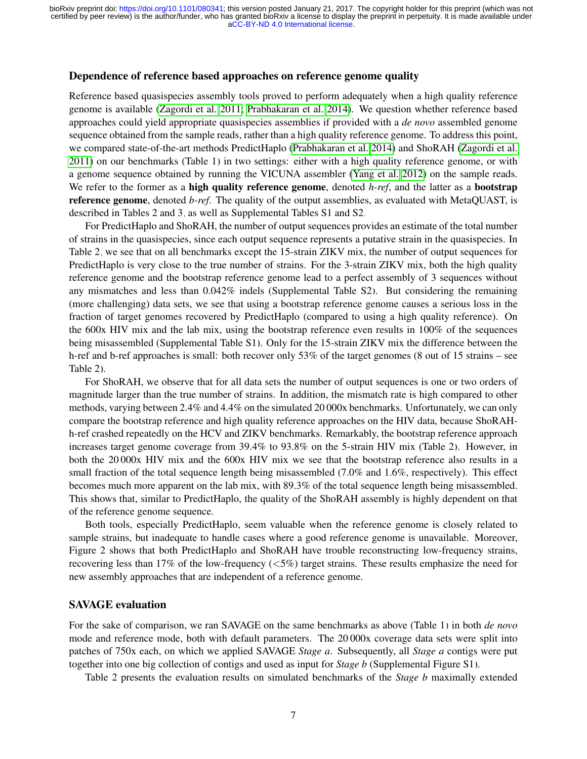## Dependence of reference based approaches on reference genome quality

Reference based quasispecies assembly tools proved to perform adequately when a high quality reference genome is available (Zagordi et al. 2011; Prabhakaran et al. 2014). We question whether reference based approaches could yield appropriate quasispecies assemblies if provided with a *de novo* assembled genome sequence obtained from the sample reads, rather than a high quality reference genome. To address this point, we compared state-of-the-art methods PredictHaplo (Prabhakaran et al. 2014) and ShoRAH (Zagordi et al. 2011) on our benchmarks (Table 1) in two settings: either with a high quality reference genome, or with a genome sequence obtained by running the VICUNA assembler (Yang et al. 2012) on the sample reads. We refer to the former as a **high quality reference genome**, denoted *h-ref*, and the latter as a **bootstrap reference genome**, denoted *b-ref*. The quality of the output assemblies, as evaluated with MetaQUAST, is described in Tables 2 and 3, as well as Supplemental Tables S1 and S2.

For PredictHaplo and ShoRAH, the number of output sequences provides an estimate of the total number of strains in the quasispecies, since each output sequence represents a putative strain in the quasispecies. In Table 2, we see that on all benchmarks except the 15-strain ZIKV mix, the number of output sequences for PredictHaplo is very close to the true number of strains. For the 3-strain ZIKV mix, both the high quality reference genome and the bootstrap reference genome lead to a perfect assembly of 3 sequences without any mismatches and less than 0.042% indels (Supplemental Table S2). But considering the remaining (more challenging) data sets, we see that using a bootstrap reference genome causes a serious loss in the fraction of target genomes recovered by PredictHaplo (compared to using a high quality reference). On the 600x HIV mix and the lab mix, using the bootstrap reference even results in 100% of the sequences being misassembled (Supplemental Table S1). Only for the 15-strain ZIKV mix the difference between the h-ref and b-ref approaches is small: both recover only 53% of the target genomes (8 out of 15 strains – see Table 2).

For ShoRAH, we observe that for all data sets the number of output sequences is one or two orders of magnitude larger than the true number of strains. In addition, the mismatch rate is high compared to other methods, varying between 2.4% and 4.4% on the simulated 20 000x benchmarks. Unfortunately, we can only compare the bootstrap reference and high quality reference approaches on the HIV data, because ShoRAH-h-ref crashed repeatedly on the HCV and ZIKV benchmarks. Remarkably, the bootstrap reference approach increases target genome coverage from 39.4% to 93.8% on the 5-strain HIV mix (Table 2). However, in both the 20 000x HIV mix and the 600x HIV mix we see that the bootstrap reference also results in a small fraction of the total sequence length being misassembled (7.0% and 1.6%, respectively). This effect becomes much more apparent on the lab mix, with 89.3% of the total sequence length being misassembled. This shows that, similar to PredictHaplo, the quality of the ShoRAH assembly is highly dependent on that of the reference genome sequence.

Both tools, especially PredictHaplo, seem valuable when the reference genome is closely related to sample strains, but inadequate to handle cases where a good reference genome is unavailable. Moreover, Figure 2 shows that both PredictHaplo and ShoRAH have trouble reconstructing low-frequency strains, recovering less than 17% of the low-frequency (<5%) target strains. These results emphasize the need for new assembly approaches that are independent of a reference genome.

## SAVAGE evaluation

For the sake of comparison, we ran SAVAGE on the same benchmarks as above (Table 1) in both *de novo* mode and reference mode, both with default parameters. The 20 000x coverage data sets were split into patches of 750x each, on which we applied SAVAGE *Stage a*. Subsequently, all *Stage a* contigs were put together into one big collection of contigs and used as input for *Stage b* (Supplemental Figure S1).

Table 2 presents the evaluation results on simulated benchmarks of the *Stage b* maximally extended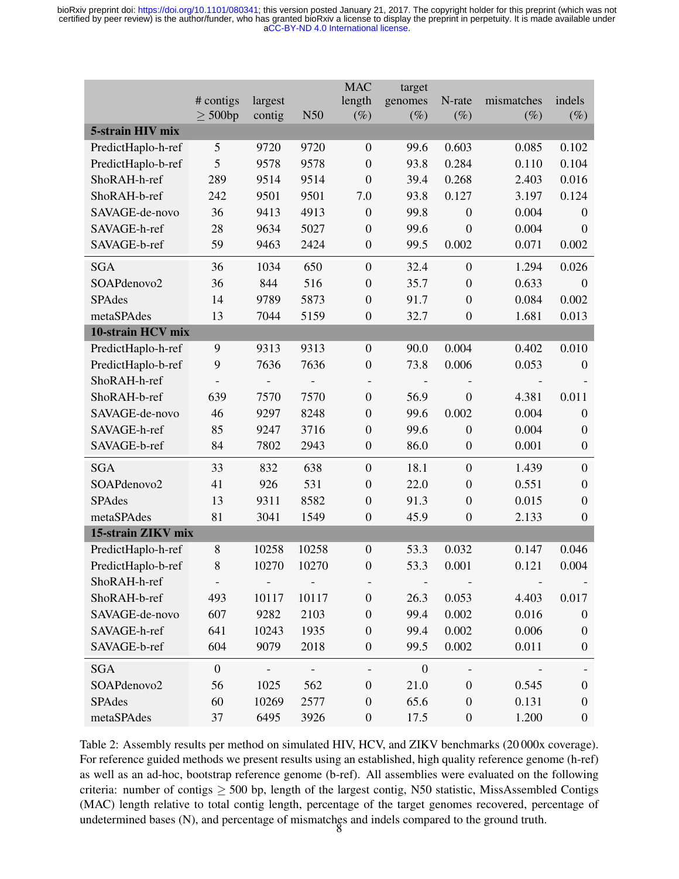|  | # contigs $\geq$ 500bp | largest contig | N50 | MAC length (%) | target genomes (%) | N-rate (%) | mismatches (%) | indels (%) |
|---|---|---|---|---|---|---|---|---|
| **5-strain HIV mix** | | | | | | | | |
| PredictHaplo-h-ref | 5 | 9720 | 9720 | 0 | 99.6 | 0.603 | 0.085 | 0.102 |
| PredictHaplo-b-ref | 5 | 9578 | 9578 | 0 | 93.8 | 0.284 | 0.110 | 0.104 |
| ShoRAH-h-ref | 289 | 9514 | 9514 | 0 | 39.4 | 0.268 | 2.403 | 0.016 |
| ShoRAH-b-ref | 242 | 9501 | 9501 | 7.0 | 93.8 | 0.127 | 3.197 | 0.124 |
| SAVAGE-de-novo | 36 | 9413 | 4913 | 0 | 99.8 | 0 | 0.004 | 0 |
| SAVAGE-h-ref | 28 | 9634 | 5027 | 0 | 99.6 | 0 | 0.004 | 0 |
| SAVAGE-b-ref | 59 | 9463 | 2424 | 0 | 99.5 | 0.002 | 0.071 | 0.002 |
| SGA | 36 | 1034 | 650 | 0 | 32.4 | 0 | 1.294 | 0.026 |
| SOAPdenovo2 | 36 | 844 | 516 | 0 | 35.7 | 0 | 0.633 | 0 |
| SPAdes | 14 | 9789 | 5873 | 0 | 91.7 | 0 | 0.084 | 0.002 |
| metaSPAdes | 13 | 7044 | 5159 | 0 | 32.7 | 0 | 1.681 | 0.013 |
| **10-strain HCV mix** | | | | | | | | |
| PredictHaplo-h-ref | 9 | 9313 | 9313 | 0 | 90.0 | 0.004 | 0.402 | 0.010 |
| PredictHaplo-b-ref | 9 | 7636 | 7636 | 0 | 73.8 | 0.006 | 0.053 | 0 |
| ShoRAH-h-ref | - | - | - | - | - | - | - | - |
| ShoRAH-b-ref | 639 | 7570 | 7570 | 0 | 56.9 | 0 | 4.381 | 0.011 |
| SAVAGE-de-novo | 46 | 9297 | 8248 | 0 | 99.6 | 0.002 | 0.004 | 0 |
| SAVAGE-h-ref | 85 | 9247 | 3716 | 0 | 99.6 | 0 | 0.004 | 0 |
| SAVAGE-b-ref | 84 | 7802 | 2943 | 0 | 86.0 | 0 | 0.001 | 0 |
| SGA | 33 | 832 | 638 | 0 | 18.1 | 0 | 1.439 | 0 |
| SOAPdenovo2 | 41 | 926 | 531 | 0 | 22.0 | 0 | 0.551 | 0 |
| SPAdes | 13 | 9311 | 8582 | 0 | 91.3 | 0 | 0.015 | 0 |
| metaSPAdes | 81 | 3041 | 1549 | 0 | 45.9 | 0 | 2.133 | 0 |
| **15-strain ZIKV mix** | | | | | | | | |
| PredictHaplo-h-ref | 8 | 10258 | 10258 | 0 | 53.3 | 0.032 | 0.147 | 0.046 |
| PredictHaplo-b-ref | 8 | 10270 | 10270 | 0 | 53.3 | 0.001 | 0.121 | 0.004 |
| ShoRAH-h-ref | - | - | - | - | - | - | - | - |
| ShoRAH-b-ref | 493 | 10117 | 10117 | 0 | 26.3 | 0.053 | 4.403 | 0.017 |
| SAVAGE-de-novo | 607 | 9282 | 2103 | 0 | 99.4 | 0.002 | 0.016 | 0 |
| SAVAGE-h-ref | 641 | 10243 | 1935 | 0 | 99.4 | 0.002 | 0.006 | 0 |
| SAVAGE-b-ref | 604 | 9079 | 2018 | 0 | 99.5 | 0.002 | 0.011 | 0 |
| SGA | 0 | - | - | - | 0 | - | - | - |
| SOAPdenovo2 | 56 | 1025 | 562 | 0 | 21.0 | 0 | 0.545 | 0 |
| SPAdes | 60 | 10269 | 2577 | 0 | 65.6 | 0 | 0.131 | 0 |
| metaSPAdes | 37 | 6495 | 3926 | 0 | 17.5 | 0 | 1.200 | 0 |

Table 2: Assembly results per method on simulated HIV, HCV, and ZIKV benchmarks (20 000x coverage). For reference guided methods we present results using an established, high quality reference genome (h-ref) as well as an ad-hoc, bootstrap reference genome (b-ref). All assemblies were evaluated on the following criteria: number of contigs $\geq$ 500 bp, length of the largest contig, N50 statistic, MissAssembled Contigs (MAC) length relative to total contig length, percentage of the target genomes recovered, percentage of undetermined bases (N), and percentage of mismatches and indels compared to the ground truth.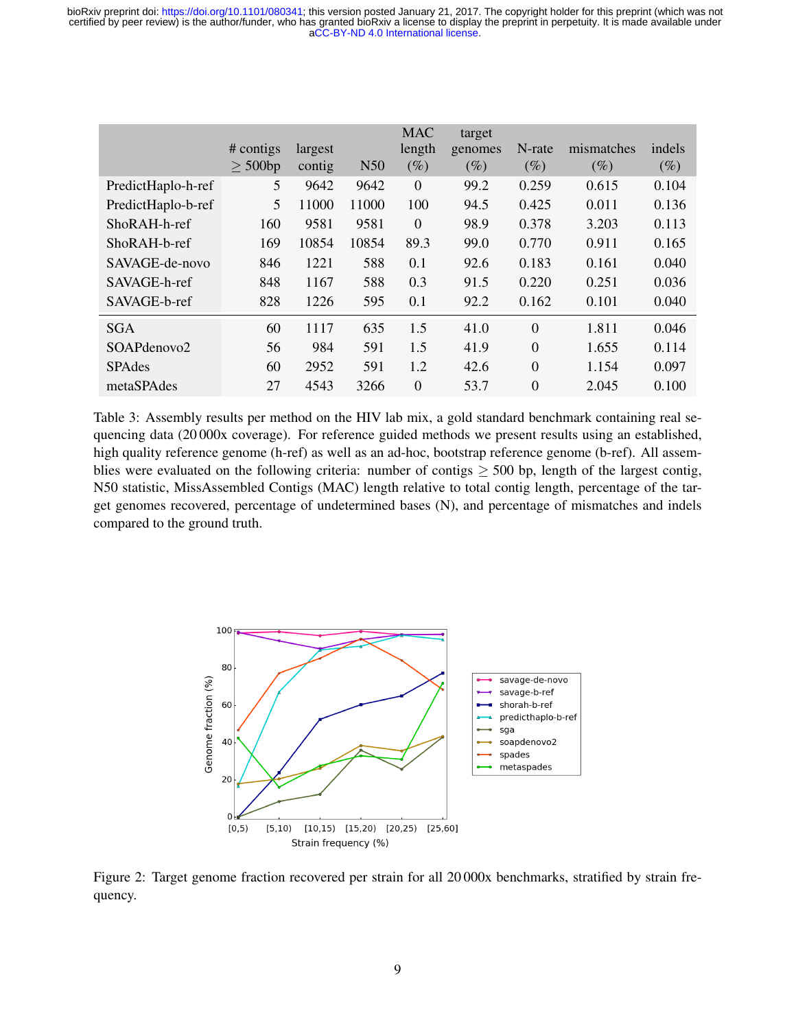| | # contigs ≥ 500bp | largest contig | N50 | MAC length (%) | target genomes (%) | N-rate (%) | mismatches (%) | indels (%) |
|---|---|---|---|---|---|---|---|---|
| PredictHaplo-h-ref | 5 | 9642 | 9642 | 0 | 99.2 | 0.259 | 0.615 | 0.104 |
| PredictHaplo-b-ref | 5 | 11000 | 11000 | 100 | 94.5 | 0.425 | 0.011 | 0.136 |
| ShoRAH-h-ref | 160 | 9581 | 9581 | 0 | 98.9 | 0.378 | 3.203 | 0.113 |
| ShoRAH-b-ref | 169 | 10854 | 10854 | 89.3 | 99.0 | 0.770 | 0.911 | 0.165 |
| SAVAGE-de-novo | 846 | 1221 | 588 | 0.1 | 92.6 | 0.183 | 0.161 | 0.040 |
| SAVAGE-h-ref | 848 | 1167 | 588 | 0.3 | 91.5 | 0.220 | 0.251 | 0.036 |
| SAVAGE-b-ref | 828 | 1226 | 595 | 0.1 | 92.2 | 0.162 | 0.101 | 0.040 |
| SGA | 60 | 1117 | 635 | 1.5 | 41.0 | 0 | 1.811 | 0.046 |
| SOAPdenovo2 | 56 | 984 | 591 | 1.5 | 41.9 | 0 | 1.655 | 0.114 |
| SPAdes | 60 | 2952 | 591 | 1.2 | 42.6 | 0 | 1.154 | 0.097 |
| metaSPAdes | 27 | 4543 | 3266 | 0 | 53.7 | 0 | 2.045 | 0.100 |

Table 3: Assembly results per method on the HIV lab mix, a gold standard benchmark containing real sequencing data (20 000x coverage). For reference guided methods we present results using an established, high quality reference genome (h-ref) as well as an ad-hoc, bootstrap reference genome (b-ref). All assemblies were evaluated on the following criteria: number of contigs ≥ 500 bp, length of the largest contig, N50 statistic, MissAssembled Contigs (MAC) length relative to total contig length, percentage of the target genomes recovered, percentage of undetermined bases (N), and percentage of mismatches and indels compared to the ground truth.

Figure 2: Target genome fraction recovered per strain for all 20 000x benchmarks, stratified by strain frequency.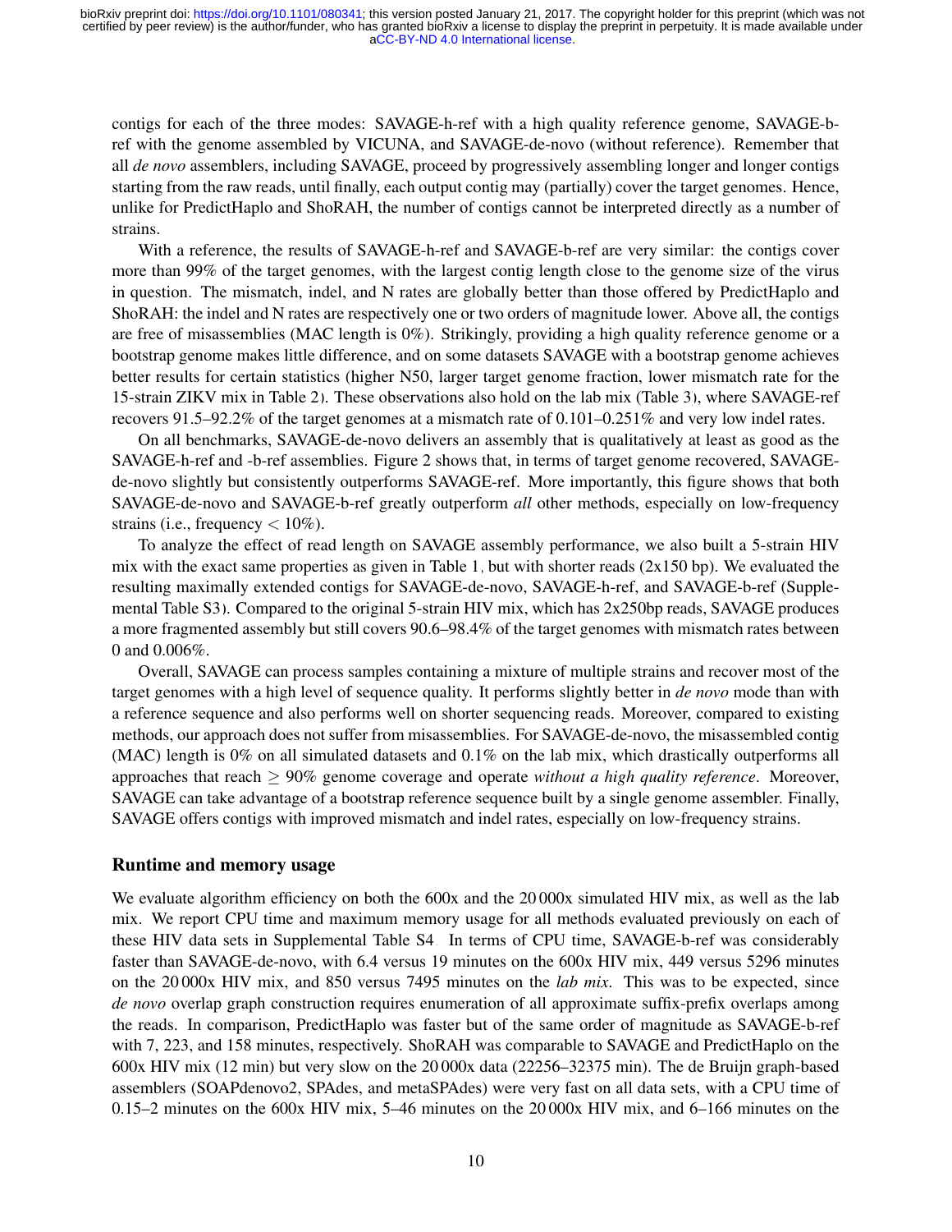contigs for each of the three modes: SAVAGE-h-ref with a high quality reference genome, SAVAGE-b-ref with the genome assembled by VICUNA, and SAVAGE-de-novo (without reference). Remember that all *de novo* assemblers, including SAVAGE, proceed by progressively assembling longer and longer contigs starting from the raw reads, until finally, each output contig may (partially) cover the target genomes. Hence, unlike for PredictHaplo and ShoRAH, the number of contigs cannot be interpreted directly as a number of strains.

With a reference, the results of SAVAGE-h-ref and SAVAGE-b-ref are very similar: the contigs cover more than 99% of the target genomes, with the largest contig length close to the genome size of the virus in question. The mismatch, indel, and N rates are globally better than those offered by PredictHaplo and ShoRAH: the indel and N rates are respectively one or two orders of magnitude lower. Above all, the contigs are free of misassemblies (MAC length is 0%). Strikingly, providing a high quality reference genome or a bootstrap genome makes little difference, and on some datasets SAVAGE with a bootstrap genome achieves better results for certain statistics (higher N50, larger target genome fraction, lower mismatch rate for the 15-strain ZIKV mix in Table 2). These observations also hold on the lab mix (Table 3), where SAVAGE-ref recovers 91.5–92.2% of the target genomes at a mismatch rate of 0.101–0.251% and very low indel rates.

On all benchmarks, SAVAGE-de-novo delivers an assembly that is qualitatively at least as good as the SAVAGE-h-ref and -b-ref assemblies. Figure 2 shows that, in terms of target genome recovered, SAVAGE-de-novo slightly but consistently outperforms SAVAGE-ref. More importantly, this figure shows that both SAVAGE-de-novo and SAVAGE-b-ref greatly outperform *all* other methods, especially on low-frequency strains (i.e., frequency $< 10\%$).

To analyze the effect of read length on SAVAGE assembly performance, we also built a 5-strain HIV mix with the exact same properties as given in Table 1, but with shorter reads (2x150 bp). We evaluated the resulting maximally extended contigs for SAVAGE-de-novo, SAVAGE-h-ref, and SAVAGE-b-ref (Supplemental Table S3). Compared to the original 5-strain HIV mix, which has 2x250bp reads, SAVAGE produces a more fragmented assembly but still covers 90.6–98.4% of the target genomes with mismatch rates between 0 and 0.006%.

Overall, SAVAGE can process samples containing a mixture of multiple strains and recover most of the target genomes with a high level of sequence quality. It performs slightly better in *de novo* mode than with a reference sequence and also performs well on shorter sequencing reads. Moreover, compared to existing methods, our approach does not suffer from misassemblies. For SAVAGE-de-novo, the misassembled contig (MAC) length is 0% on all simulated datasets and 0.1% on the lab mix, which drastically outperforms all approaches that reach $\geq 90\%$ genome coverage and operate *without a high quality reference*. Moreover, SAVAGE can take advantage of a bootstrap reference sequence built by a single genome assembler. Finally, SAVAGE offers contigs with improved mismatch and indel rates, especially on low-frequency strains.

## Runtime and memory usage

We evaluate algorithm efficiency on both the 600x and the 20 000x simulated HIV mix, as well as the lab mix. We report CPU time and maximum memory usage for all methods evaluated previously on each of these HIV data sets in Supplemental Table S4. In terms of CPU time, SAVAGE-b-ref was considerably faster than SAVAGE-de-novo, with 6.4 versus 19 minutes on the 600x HIV mix, 449 versus 5296 minutes on the 20 000x HIV mix, and 850 versus 7495 minutes on the *lab mix*. This was to be expected, since *de novo* overlap graph construction requires enumeration of all approximate suffix-prefix overlaps among the reads. In comparison, PredictHaplo was faster but of the same order of magnitude as SAVAGE-b-ref with 7, 223, and 158 minutes, respectively. ShoRAH was comparable to SAVAGE and PredictHaplo on the 600x HIV mix (12 min) but very slow on the 20 000x data (22256–32375 min). The de Bruijn graph-based assemblers (SOAPdenovo2, SPAdes, and metaSPAdes) were very fast on all data sets, with a CPU time of 0.15–2 minutes on the 600x HIV mix, 5–46 minutes on the 20 000x HIV mix, and 6–166 minutes on the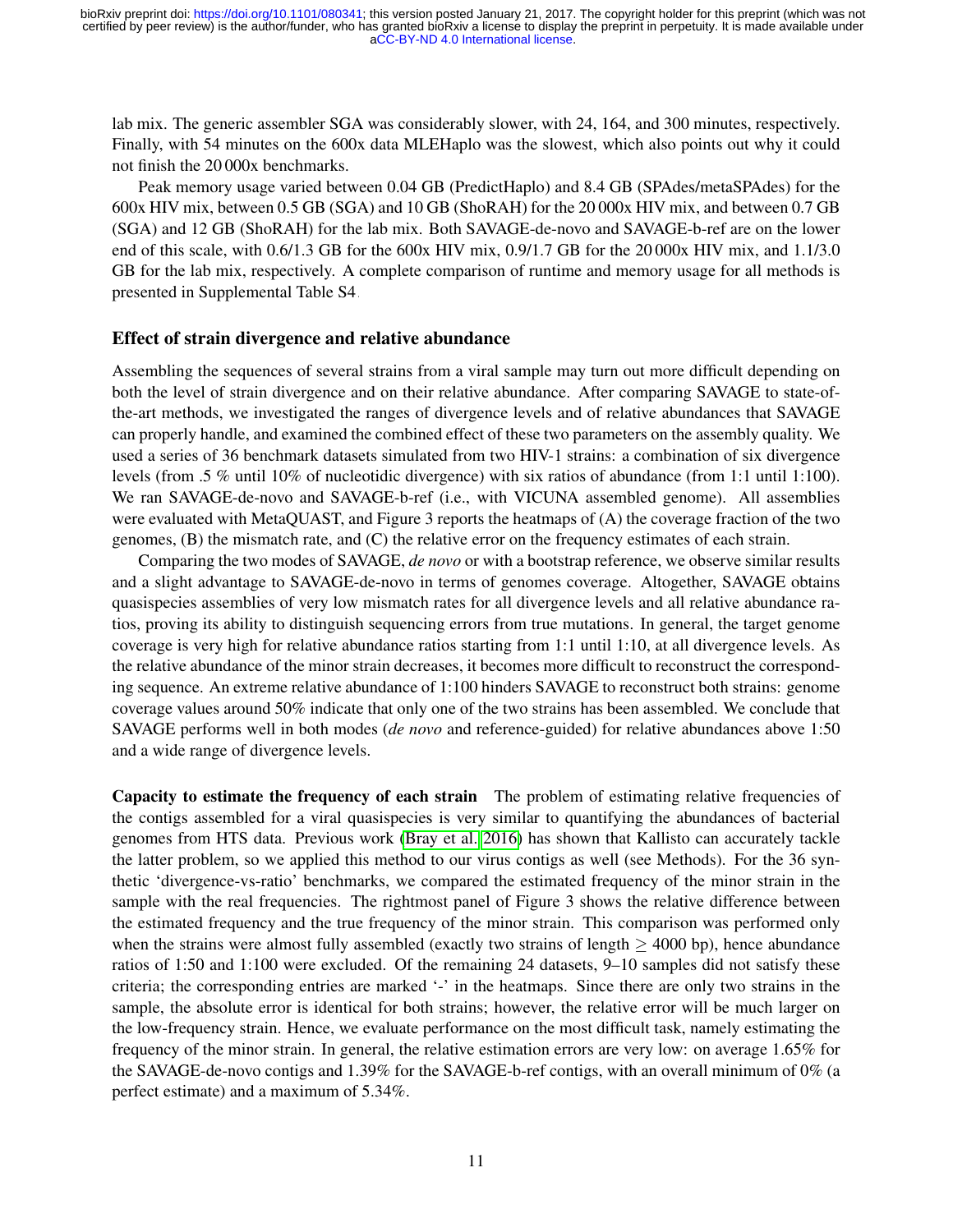lab mix. The generic assembler SGA was considerably slower, with 24, 164, and 300 minutes, respectively. Finally, with 54 minutes on the 600x data MLEHaplo was the slowest, which also points out why it could not finish the 20 000x benchmarks.

Peak memory usage varied between 0.04 GB (PredictHaplo) and 8.4 GB (SPAdes/metaSPAdes) for the 600x HIV mix, between 0.5 GB (SGA) and 10 GB (ShoRAH) for the 20 000x HIV mix, and between 0.7 GB (SGA) and 12 GB (ShoRAH) for the lab mix. Both SAVAGE-de-novo and SAVAGE-b-ref are on the lower end of this scale, with 0.6/1.3 GB for the 600x HIV mix, 0.9/1.7 GB for the 20 000x HIV mix, and 1.1/3.0 GB for the lab mix, respectively. A complete comparison of runtime and memory usage for all methods is presented in Supplemental Table S4.

### Effect of strain divergence and relative abundance

Assembling the sequences of several strains from a viral sample may turn out more difficult depending on both the level of strain divergence and on their relative abundance. After comparing SAVAGE to state-of-the-art methods, we investigated the ranges of divergence levels and of relative abundances that SAVAGE can properly handle, and examined the combined effect of these two parameters on the assembly quality. We used a series of 36 benchmark datasets simulated from two HIV-1 strains: a combination of six divergence levels (from .5 % until 10% of nucleotidic divergence) with six ratios of abundance (from 1:1 until 1:100). We ran SAVAGE-de-novo and SAVAGE-b-ref (i.e., with VICUNA assembled genome). All assemblies were evaluated with MetaQUAST, and Figure 3 reports the heatmaps of (A) the coverage fraction of the two genomes, (B) the mismatch rate, and (C) the relative error on the frequency estimates of each strain.

Comparing the two modes of SAVAGE, *de novo* or with a bootstrap reference, we observe similar results and a slight advantage to SAVAGE-de-novo in terms of genomes coverage. Altogether, SAVAGE obtains quasispecies assemblies of very low mismatch rates for all divergence levels and all relative abundance ratios, proving its ability to distinguish sequencing errors from true mutations. In general, the target genome coverage is very high for relative abundance ratios starting from 1:1 until 1:10, at all divergence levels. As the relative abundance of the minor strain decreases, it becomes more difficult to reconstruct the corresponding sequence. An extreme relative abundance of 1:100 hinders SAVAGE to reconstruct both strains: genome coverage values around 50% indicate that only one of the two strains has been assembled. We conclude that SAVAGE performs well in both modes (*de novo* and reference-guided) for relative abundances above 1:50 and a wide range of divergence levels.

**Capacity to estimate the frequency of each strain** The problem of estimating relative frequencies of the contigs assembled for a viral quasispecies is very similar to quantifying the abundances of bacterial genomes from HTS data. Previous work (Bray et al. 2016) has shown that Kallisto can accurately tackle the latter problem, so we applied this method to our virus contigs as well (see Methods). For the 36 synthetic 'divergence-vs-ratio' benchmarks, we compared the estimated frequency of the minor strain in the sample with the real frequencies. The rightmost panel of Figure 3 shows the relative difference between the estimated frequency and the true frequency of the minor strain. This comparison was performed only when the strains were almost fully assembled (exactly two strains of length $\geq$ 4000 bp), hence abundance ratios of 1:50 and 1:100 were excluded. Of the remaining 24 datasets, 9–10 samples did not satisfy these criteria; the corresponding entries are marked '-' in the heatmaps. Since there are only two strains in the sample, the absolute error is identical for both strains; however, the relative error will be much larger on the low-frequency strain. Hence, we evaluate performance on the most difficult task, namely estimating the frequency of the minor strain. In general, the relative estimation errors are very low: on average 1.65% for the SAVAGE-de-novo contigs and 1.39% for the SAVAGE-b-ref contigs, with an overall minimum of 0% (a perfect estimate) and a maximum of 5.34%.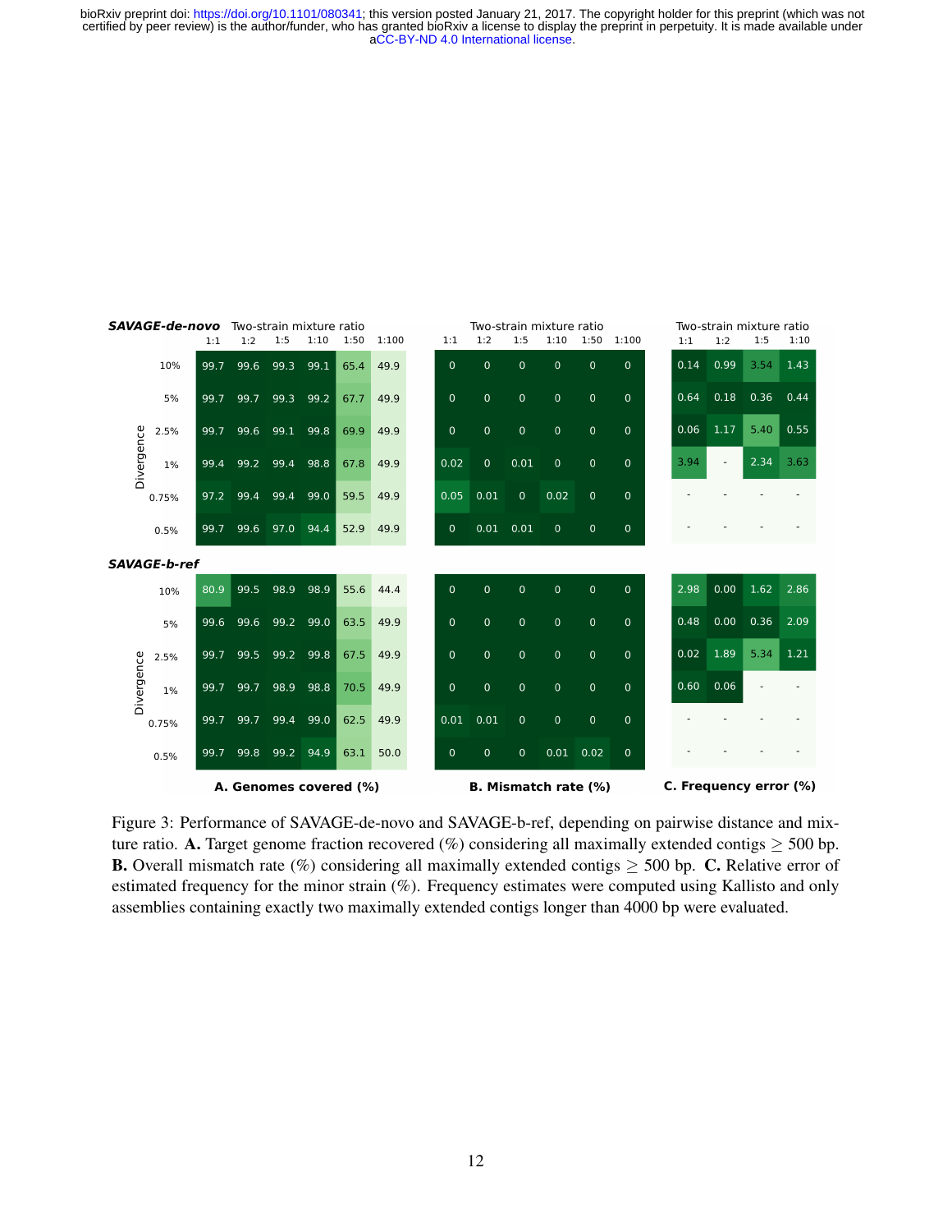**SAVAGE-de-novo**

**A. Genomes covered (%)**

| Divergence | 1:1 | 1:2 | 1:5 | 1:10 | 1:50 | 1:100 |
|---|---|---|---|---|---|---|
| 10% | 99.7 | 99.6 | 99.3 | 99.1 | 65.4 | 49.9 |
| 5% | 99.7 | 99.7 | 99.3 | 99.2 | 67.7 | 49.9 |
| 2.5% | 99.7 | 99.6 | 99.1 | 99.8 | 69.9 | 49.9 |
| 1% | 99.4 | 99.2 | 99.4 | 98.8 | 67.8 | 49.9 |
| 0.75% | 97.2 | 99.4 | 99.4 | 99.0 | 59.5 | 49.9 |
| 0.5% | 99.7 | 99.6 | 97.0 | 94.4 | 52.9 | 49.9 |

**B. Mismatch rate (%)**

| Divergence | 1:1 | 1:2 | 1:5 | 1:10 | 1:50 | 1:100 |
|---|---|---|---|---|---|---|
| 10% | 0 | 0 | 0 | 0 | 0 | 0 |
| 5% | 0 | 0 | 0 | 0 | 0 | 0 |
| 2.5% | 0 | 0 | 0 | 0 | 0 | 0 |
| 1% | 0.02 | 0 | 0.01 | 0 | 0 | 0 |
| 0.75% | 0.05 | 0.01 | 0 | 0.02 | 0 | 0 |
| 0.5% | 0 | 0.01 | 0.01 | 0 | 0 | 0 |

**C. Frequency error (%)**

| Divergence | 1:1 | 1:2 | 1:5 | 1:10 |
|---|---|---|---|---|
| 10% | 0.14 | 0.99 | 3.54 | 1.43 |
| 5% | 0.64 | 0.18 | 0.36 | 0.44 |
| 2.5% | 0.06 | 1.17 | 5.40 | 0.55 |
| 1% | 3.94 | - | 2.34 | 3.63 |
| 0.75% | - | - | - | - |
| 0.5% | - | - | - | - |

**SAVAGE-b-ref**

**A. Genomes covered (%)**

| Divergence | 1:1 | 1:2 | 1:5 | 1:10 | 1:50 | 1:100 |
|---|---|---|---|---|---|---|
| 10% | 80.9 | 99.5 | 98.9 | 98.9 | 55.6 | 44.4 |
| 5% | 99.6 | 99.6 | 99.2 | 99.0 | 63.5 | 49.9 |
| 2.5% | 99.7 | 99.5 | 99.2 | 99.8 | 67.5 | 49.9 |
| 1% | 99.7 | 99.7 | 98.9 | 98.8 | 70.5 | 49.9 |
| 0.75% | 99.7 | 99.7 | 99.4 | 99.0 | 62.5 | 49.9 |
| 0.5% | 99.7 | 99.8 | 99.2 | 94.9 | 63.1 | 50.0 |

**B. Mismatch rate (%)**

| Divergence | 1:1 | 1:2 | 1:5 | 1:10 | 1:50 | 1:100 |
|---|---|---|---|---|---|---|
| 10% | 0 | 0 | 0 | 0 | 0 | 0 |
| 5% | 0 | 0 | 0 | 0 | 0 | 0 |
| 2.5% | 0 | 0 | 0 | 0 | 0 | 0 |
| 1% | 0 | 0 | 0 | 0 | 0 | 0 |
| 0.75% | 0.01 | 0.01 | 0 | 0 | 0 | 0 |
| 0.5% | 0 | 0 | 0 | 0.01 | 0.02 | 0 |

**C. Frequency error (%)**

| Divergence | 1:1 | 1:2 | 1:5 | 1:10 |
|---|---|---|---|---|
| 10% | 2.98 | 0.00 | 1.62 | 2.86 |
| 5% | 0.48 | 0.00 | 0.36 | 2.09 |
| 2.5% | 0.02 | 1.89 | 5.34 | 1.21 |
| 1% | 0.60 | 0.06 | - | - |
| 0.75% | - | - | - | - |
| 0.5% | - | - | - | - |

Figure 3: Performance of SAVAGE-de-novo and SAVAGE-b-ref, depending on pairwise distance and mixture ratio. **A.** Target genome fraction recovered (%) considering all maximally extended contigs $\geq$ 500 bp. **B.** Overall mismatch rate (%) considering all maximally extended contigs $\geq$ 500 bp. **C.** Relative error of estimated frequency for the minor strain (%). Frequency estimates were computed using Kallisto and only assemblies containing exactly two maximally extended contigs longer than 4000 bp were evaluated.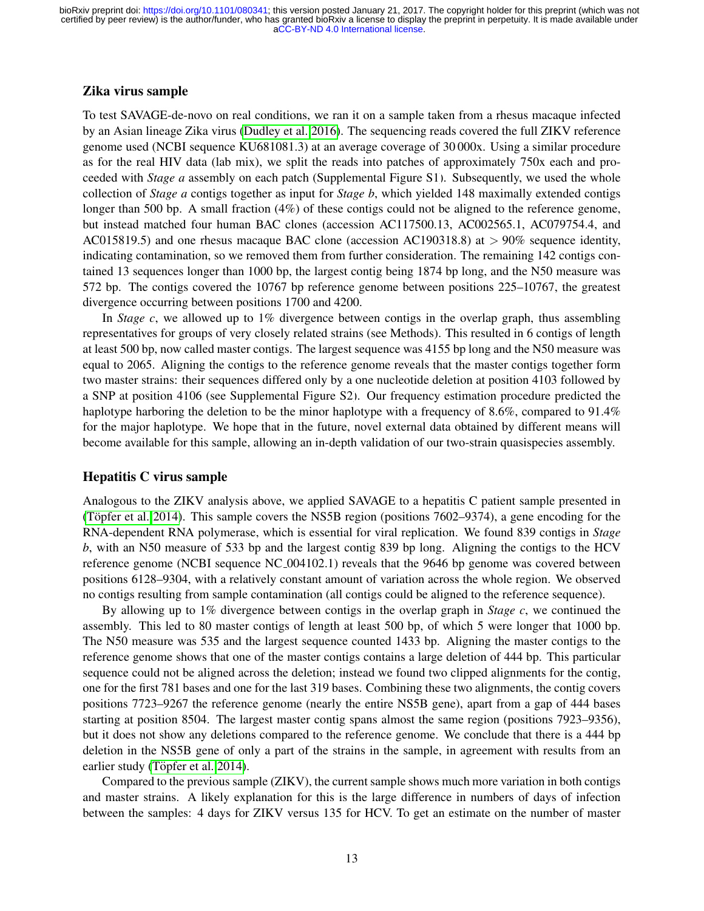## Zika virus sample

To test SAVAGE-de-novo on real conditions, we ran it on a sample taken from a rhesus macaque infected by an Asian lineage Zika virus (Dudley et al. 2016). The sequencing reads covered the full ZIKV reference genome used (NCBI sequence KU681081.3) at an average coverage of 30 000x. Using a similar procedure as for the real HIV data (lab mix), we split the reads into patches of approximately 750x each and proceeded with *Stage a* assembly on each patch (Supplemental Figure S1). Subsequently, we used the whole collection of *Stage a* contigs together as input for *Stage b*, which yielded 148 maximally extended contigs longer than 500 bp. A small fraction (4%) of these contigs could not be aligned to the reference genome, but instead matched four human BAC clones (accession AC117500.13, AC002565.1, AC079754.4, and AC015819.5) and one rhesus macaque BAC clone (accession AC190318.8) at $> 90\%$ sequence identity, indicating contamination, so we removed them from further consideration. The remaining 142 contigs contained 13 sequences longer than 1000 bp, the largest contig being 1874 bp long, and the N50 measure was 572 bp. The contigs covered the 10767 bp reference genome between positions 225–10767, the greatest divergence occurring between positions 1700 and 4200.

In *Stage c*, we allowed up to 1% divergence between contigs in the overlap graph, thus assembling representatives for groups of very closely related strains (see Methods). This resulted in 6 contigs of length at least 500 bp, now called master contigs. The largest sequence was 4155 bp long and the N50 measure was equal to 2065. Aligning the contigs to the reference genome reveals that the master contigs together form two master strains: their sequences differed only by a one nucleotide deletion at position 4103 followed by a SNP at position 4106 (see Supplemental Figure S2). Our frequency estimation procedure predicted the haplotype harboring the deletion to be the minor haplotype with a frequency of 8.6%, compared to 91.4% for the major haplotype. We hope that in the future, novel external data obtained by different means will become available for this sample, allowing an in-depth validation of our two-strain quasispecies assembly.

## Hepatitis C virus sample

Analogous to the ZIKV analysis above, we applied SAVAGE to a hepatitis C patient sample presented in (Töpfer et al. 2014). This sample covers the NS5B region (positions 7602–9374), a gene encoding for the RNA-dependent RNA polymerase, which is essential for viral replication. We found 839 contigs in *Stage b*, with an N50 measure of 533 bp and the largest contig 839 bp long. Aligning the contigs to the HCV reference genome (NCBI sequence NC_004102.1) reveals that the 9646 bp genome was covered between positions 6128–9304, with a relatively constant amount of variation across the whole region. We observed no contigs resulting from sample contamination (all contigs could be aligned to the reference sequence).

By allowing up to 1% divergence between contigs in the overlap graph in *Stage c*, we continued the assembly. This led to 80 master contigs of length at least 500 bp, of which 5 were longer that 1000 bp. The N50 measure was 535 and the largest sequence counted 1433 bp. Aligning the master contigs to the reference genome shows that one of the master contigs contains a large deletion of 444 bp. This particular sequence could not be aligned across the deletion; instead we found two clipped alignments for the contig, one for the first 781 bases and one for the last 319 bases. Combining these two alignments, the contig covers positions 7723–9267 the reference genome (nearly the entire NS5B gene), apart from a gap of 444 bases starting at position 8504. The largest master contig spans almost the same region (positions 7923–9356), but it does not show any deletions compared to the reference genome. We conclude that there is a 444 bp deletion in the NS5B gene of only a part of the strains in the sample, in agreement with results from an earlier study (Töpfer et al. 2014).

Compared to the previous sample (ZIKV), the current sample shows much more variation in both contigs and master strains. A likely explanation for this is the large difference in numbers of days of infection between the samples: 4 days for ZIKV versus 135 for HCV. To get an estimate on the number of master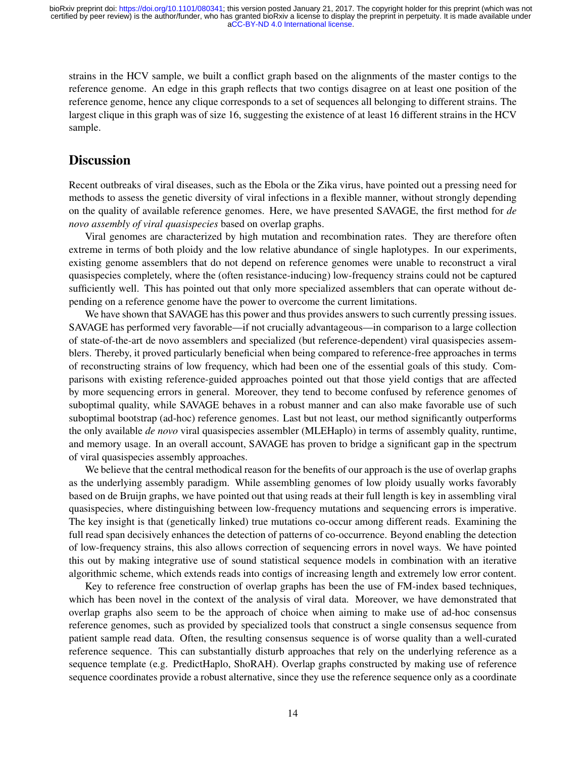strains in the HCV sample, we built a conflict graph based on the alignments of the master contigs to the reference genome. An edge in this graph reflects that two contigs disagree on at least one position of the reference genome, hence any clique corresponds to a set of sequences all belonging to different strains. The largest clique in this graph was of size 16, suggesting the existence of at least 16 different strains in the HCV sample.

## Discussion

Recent outbreaks of viral diseases, such as the Ebola or the Zika virus, have pointed out a pressing need for methods to assess the genetic diversity of viral infections in a flexible manner, without strongly depending on the quality of available reference genomes. Here, we have presented SAVAGE, the first method for *de novo assembly of viral quasispecies* based on overlap graphs.

Viral genomes are characterized by high mutation and recombination rates. They are therefore often extreme in terms of both ploidy and the low relative abundance of single haplotypes. In our experiments, existing genome assemblers that do not depend on reference genomes were unable to reconstruct a viral quasispecies completely, where the (often resistance-inducing) low-frequency strains could not be captured sufficiently well. This has pointed out that only more specialized assemblers that can operate without depending on a reference genome have the power to overcome the current limitations.

We have shown that SAVAGE has this power and thus provides answers to such currently pressing issues. SAVAGE has performed very favorable—if not crucially advantageous—in comparison to a large collection of state-of-the-art de novo assemblers and specialized (but reference-dependent) viral quasispecies assemblers. Thereby, it proved particularly beneficial when being compared to reference-free approaches in terms of reconstructing strains of low frequency, which had been one of the essential goals of this study. Comparisons with existing reference-guided approaches pointed out that those yield contigs that are affected by more sequencing errors in general. Moreover, they tend to become confused by reference genomes of suboptimal quality, while SAVAGE behaves in a robust manner and can also make favorable use of such suboptimal bootstrap (ad-hoc) reference genomes. Last but not least, our method significantly outperforms the only available *de novo* viral quasispecies assembler (MLEHaplo) in terms of assembly quality, runtime, and memory usage. In an overall account, SAVAGE has proven to bridge a significant gap in the spectrum of viral quasispecies assembly approaches.

We believe that the central methodical reason for the benefits of our approach is the use of overlap graphs as the underlying assembly paradigm. While assembling genomes of low ploidy usually works favorably based on de Bruijn graphs, we have pointed out that using reads at their full length is key in assembling viral quasispecies, where distinguishing between low-frequency mutations and sequencing errors is imperative. The key insight is that (genetically linked) true mutations co-occur among different reads. Examining the full read span decisively enhances the detection of patterns of co-occurrence. Beyond enabling the detection of low-frequency strains, this also allows correction of sequencing errors in novel ways. We have pointed this out by making integrative use of sound statistical sequence models in combination with an iterative algorithmic scheme, which extends reads into contigs of increasing length and extremely low error content.

Key to reference free construction of overlap graphs has been the use of FM-index based techniques, which has been novel in the context of the analysis of viral data. Moreover, we have demonstrated that overlap graphs also seem to be the approach of choice when aiming to make use of ad-hoc consensus reference genomes, such as provided by specialized tools that construct a single consensus sequence from patient sample read data. Often, the resulting consensus sequence is of worse quality than a well-curated reference sequence. This can substantially disturb approaches that rely on the underlying reference as a sequence template (e.g. PredictHaplo, ShoRAH). Overlap graphs constructed by making use of reference sequence coordinates provide a robust alternative, since they use the reference sequence only as a coordinate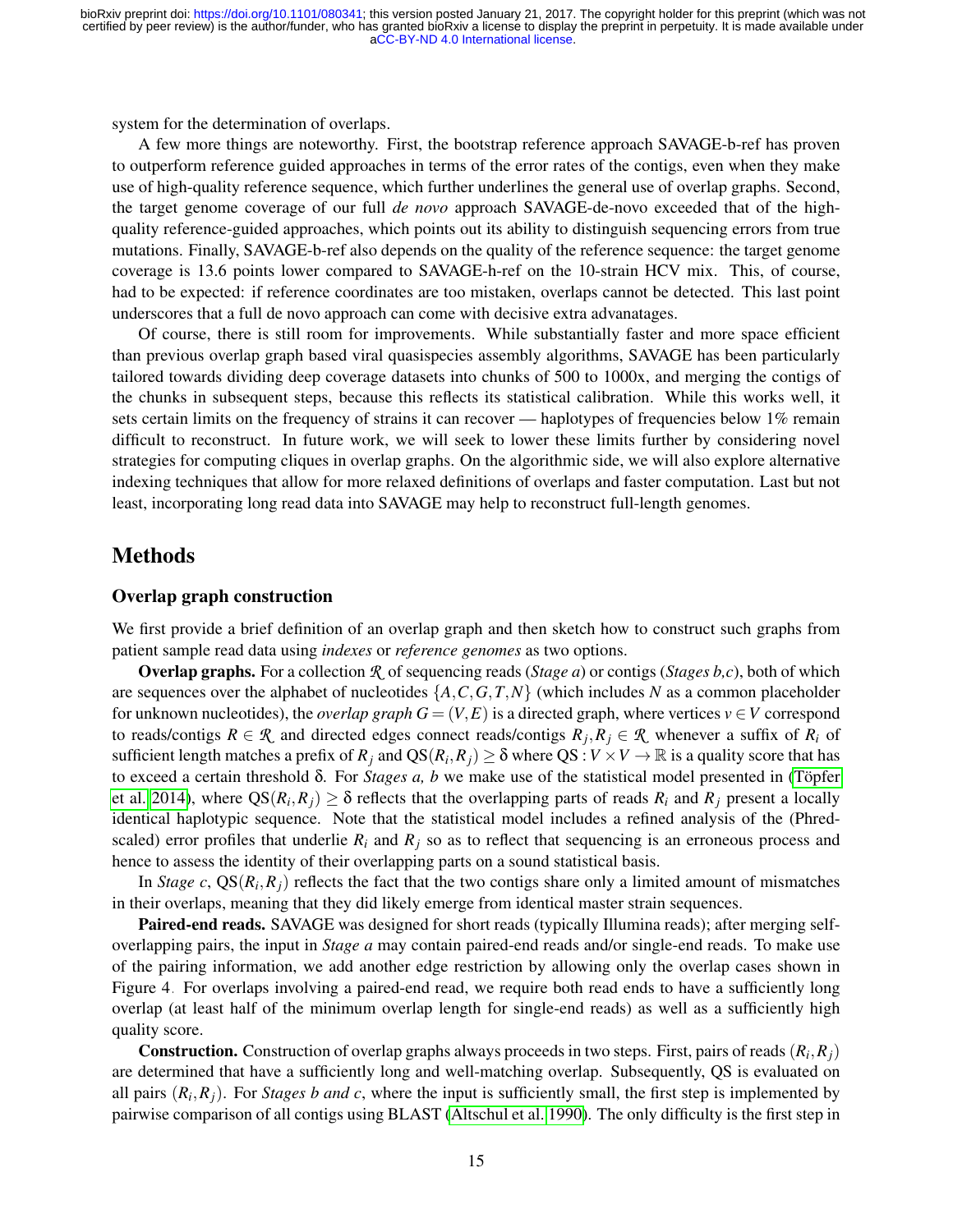system for the determination of overlaps.

A few more things are noteworthy. First, the bootstrap reference approach SAVAGE-b-ref has proven to outperform reference guided approaches in terms of the error rates of the contigs, even when they make use of high-quality reference sequence, which further underlines the general use of overlap graphs. Second, the target genome coverage of our full *de novo* approach SAVAGE-de-novo exceeded that of the high-quality reference-guided approaches, which points out its ability to distinguish sequencing errors from true mutations. Finally, SAVAGE-b-ref also depends on the quality of the reference sequence: the target genome coverage is 13.6 points lower compared to SAVAGE-h-ref on the 10-strain HCV mix. This, of course, had to be expected: if reference coordinates are too mistaken, overlaps cannot be detected. This last point underscores that a full de novo approach can come with decisive extra advanatages.

Of course, there is still room for improvements. While substantially faster and more space efficient than previous overlap graph based viral quasispecies assembly algorithms, SAVAGE has been particularly tailored towards dividing deep coverage datasets into chunks of 500 to 1000x, and merging the contigs of the chunks in subsequent steps, because this reflects its statistical calibration. While this works well, it sets certain limits on the frequency of strains it can recover — haplotypes of frequencies below 1% remain difficult to reconstruct. In future work, we will seek to lower these limits further by considering novel strategies for computing cliques in overlap graphs. On the algorithmic side, we will also explore alternative indexing techniques that allow for more relaxed definitions of overlaps and faster computation. Last but not least, incorporating long read data into SAVAGE may help to reconstruct full-length genomes.

# Methods

## Overlap graph construction

We first provide a brief definition of an overlap graph and then sketch how to construct such graphs from patient sample read data using *indexes* or *reference genomes* as two options.

**Overlap graphs.** For a collection $\mathcal{R}$ of sequencing reads (*Stage a*) or contigs (*Stages b,c*), both of which are sequences over the alphabet of nucleotides $\{A,C,G,T,N\}$ (which includes $N$ as a common placeholder for unknown nucleotides), the *overlap graph* $G = (V,E)$ is a directed graph, where vertices $v \in V$ correspond to reads/contigs $R \in \mathcal{R}$ and directed edges connect reads/contigs $R_j, R_j \in \mathcal{R}$ whenever a suffix of $R_i$ of sufficient length matches a prefix of $R_j$ and $\text{QS}(R_i,R_j) \geq \delta$ where $\text{QS} : V \times V \to \mathbb{R}$ is a quality score that has to exceed a certain threshold $\delta$. For *Stages a, b* we make use of the statistical model presented in (Töpfer et al. 2014), where $\text{QS}(R_i,R_j) \geq \delta$ reflects that the overlapping parts of reads $R_i$ and $R_j$ present a locally identical haplotypic sequence. Note that the statistical model includes a refined analysis of the (Phred-scaled) error profiles that underlie $R_i$ and $R_j$ so as to reflect that sequencing is an erroneous process and hence to assess the identity of their overlapping parts on a sound statistical basis.

In *Stage c*, $\text{QS}(R_i,R_j)$ reflects the fact that the two contigs share only a limited amount of mismatches in their overlaps, meaning that they did likely emerge from identical master strain sequences.

**Paired-end reads.** SAVAGE was designed for short reads (typically Illumina reads); after merging self-overlapping pairs, the input in *Stage a* may contain paired-end reads and/or single-end reads. To make use of the pairing information, we add another edge restriction by allowing only the overlap cases shown in Figure 4. For overlaps involving a paired-end read, we require both read ends to have a sufficiently long overlap (at least half of the minimum overlap length for single-end reads) as well as a sufficiently high quality score.

**Construction.** Construction of overlap graphs always proceeds in two steps. First, pairs of reads $(R_i,R_j)$ are determined that have a sufficiently long and well-matching overlap. Subsequently, QS is evaluated on all pairs $(R_i,R_j)$. For *Stages b and c*, where the input is sufficiently small, the first step is implemented by pairwise comparison of all contigs using BLAST (Altschul et al. 1990). The only difficulty is the first step in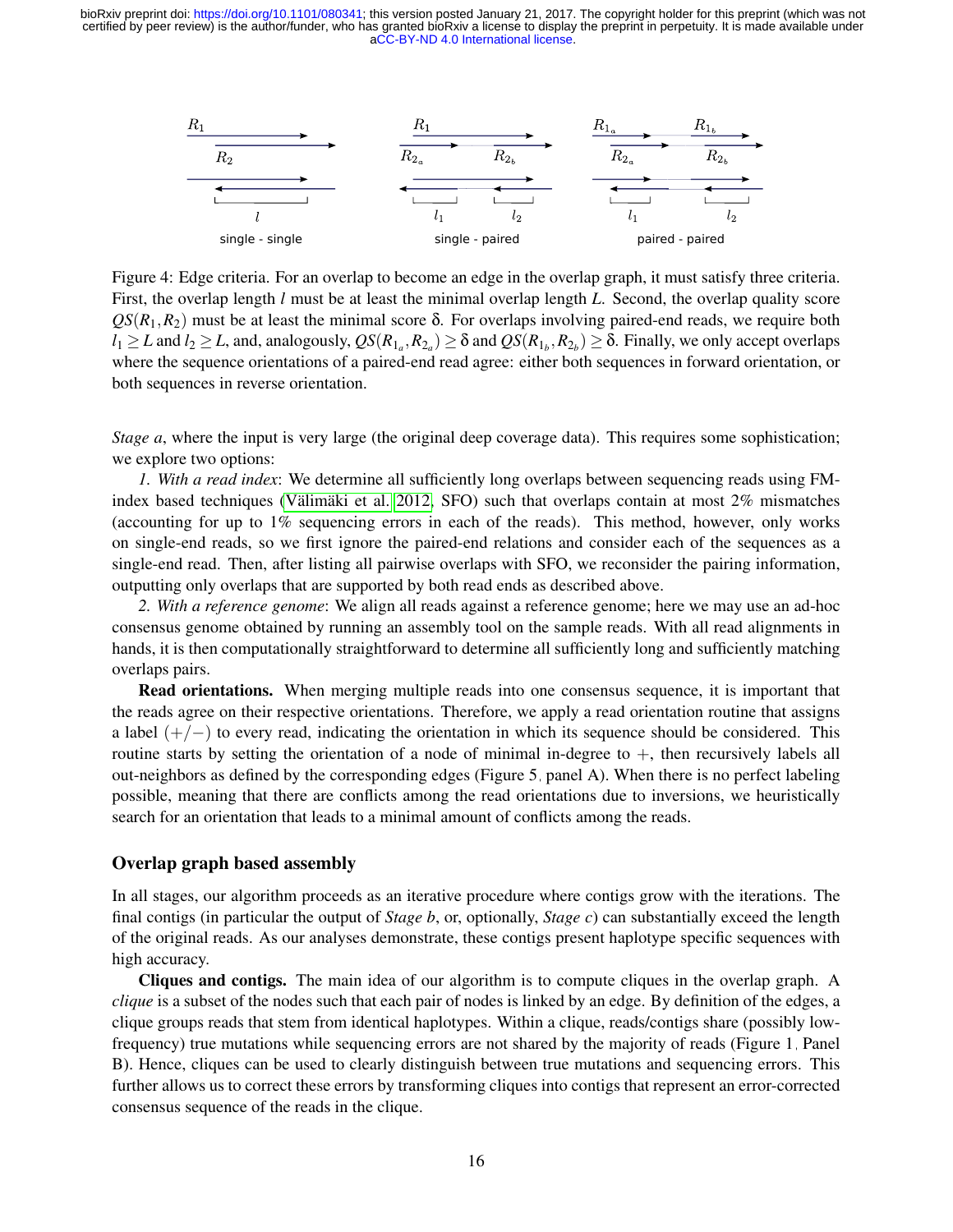Figure 4: Edge criteria. For an overlap to become an edge in the overlap graph, it must satisfy three criteria. First, the overlap length $l$ must be at least the minimal overlap length $L$. Second, the overlap quality score $QS(R_1, R_2)$ must be at least the minimal score $\delta$. For overlaps involving paired-end reads, we require both $l_1 \geq L$ and $l_2 \geq L$, and, analogously, $QS(R_{1_a}, R_{2_a}) \geq \delta$ and $QS(R_{1_b}, R_{2_b}) \geq \delta$. Finally, we only accept overlaps where the sequence orientations of a paired-end read agree: either both sequences in forward orientation, or both sequences in reverse orientation.

*Stage a*, where the input is very large (the original deep coverage data). This requires some sophistication; we explore two options:

*1. With a read index*: We determine all sufficiently long overlaps between sequencing reads using FM-index based techniques (Välimäki et al. 2012, SFO) such that overlaps contain at most 2% mismatches (accounting for up to 1% sequencing errors in each of the reads). This method, however, only works on single-end reads, so we first ignore the paired-end relations and consider each of the sequences as a single-end read. Then, after listing all pairwise overlaps with SFO, we reconsider the pairing information, outputting only overlaps that are supported by both read ends as described above.

*2. With a reference genome*: We align all reads against a reference genome; here we may use an ad-hoc consensus genome obtained by running an assembly tool on the sample reads. With all read alignments in hands, it is then computationally straightforward to determine all sufficiently long and sufficiently matching overlaps pairs.

**Read orientations.** When merging multiple reads into one consensus sequence, it is important that the reads agree on their respective orientations. Therefore, we apply a read orientation routine that assigns a label $(+/-)$ to every read, indicating the orientation in which its sequence should be considered. This routine starts by setting the orientation of a node of minimal in-degree to $+$, then recursively labels all out-neighbors as defined by the corresponding edges (Figure 5, panel A). When there is no perfect labeling possible, meaning that there are conflicts among the read orientations due to inversions, we heuristically search for an orientation that leads to a minimal amount of conflicts among the reads.

## Overlap graph based assembly

In all stages, our algorithm proceeds as an iterative procedure where contigs grow with the iterations. The final contigs (in particular the output of *Stage b*, or, optionally, *Stage c*) can substantially exceed the length of the original reads. As our analyses demonstrate, these contigs present haplotype specific sequences with high accuracy.

**Cliques and contigs.** The main idea of our algorithm is to compute cliques in the overlap graph. A *clique* is a subset of the nodes such that each pair of nodes is linked by an edge. By definition of the edges, a clique groups reads that stem from identical haplotypes. Within a clique, reads/contigs share (possibly low-frequency) true mutations while sequencing errors are not shared by the majority of reads (Figure 1, Panel B). Hence, cliques can be used to clearly distinguish between true mutations and sequencing errors. This further allows us to correct these errors by transforming cliques into contigs that represent an error-corrected consensus sequence of the reads in the clique.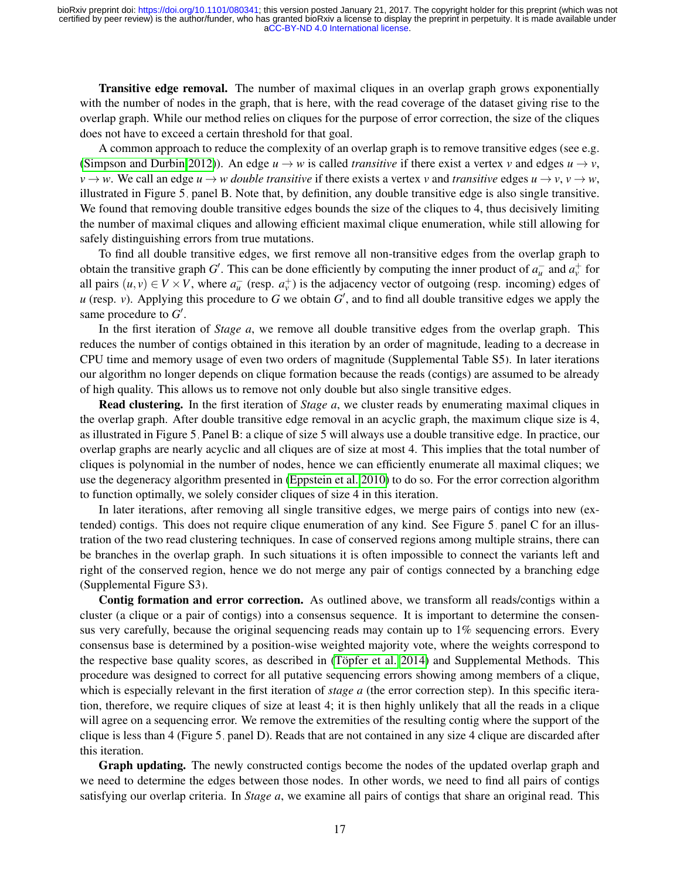**Transitive edge removal.** The number of maximal cliques in an overlap graph grows exponentially with the number of nodes in the graph, that is here, with the read coverage of the dataset giving rise to the overlap graph. While our method relies on cliques for the purpose of error correction, the size of the cliques does not have to exceed a certain threshold for that goal.

A common approach to reduce the complexity of an overlap graph is to remove transitive edges (see e.g. (Simpson and Durbin 2012)). An edge $u \to w$ is called *transitive* if there exist a vertex $v$ and edges $u \to v$, $v \to w$. We call an edge $u \to w$ *double transitive* if there exists a vertex $v$ and *transitive* edges $u \to v$, $v \to w$, illustrated in Figure 5, panel B. Note that, by definition, any double transitive edge is also single transitive. We found that removing double transitive edges bounds the size of the cliques to 4, thus decisively limiting the number of maximal cliques and allowing efficient maximal clique enumeration, while still allowing for safely distinguishing errors from true mutations.

To find all double transitive edges, we first remove all non-transitive edges from the overlap graph to obtain the transitive graph $G'$. This can be done efficiently by computing the inner product of $a_u^-$ and $a_v^+$ for all pairs $(u,v) \in V \times V$, where $a_u^-$ (resp. $a_v^+$) is the adjacency vector of outgoing (resp. incoming) edges of $u$ (resp. $v$). Applying this procedure to $G$ we obtain $G'$, and to find all double transitive edges we apply the same procedure to $G'$.

In the first iteration of *Stage a*, we remove all double transitive edges from the overlap graph. This reduces the number of contigs obtained in this iteration by an order of magnitude, leading to a decrease in CPU time and memory usage of even two orders of magnitude (Supplemental Table S5). In later iterations our algorithm no longer depends on clique formation because the reads (contigs) are assumed to be already of high quality. This allows us to remove not only double but also single transitive edges.

**Read clustering.** In the first iteration of *Stage a*, we cluster reads by enumerating maximal cliques in the overlap graph. After double transitive edge removal in an acyclic graph, the maximum clique size is 4, as illustrated in Figure 5, Panel B: a clique of size 5 will always use a double transitive edge. In practice, our overlap graphs are nearly acyclic and all cliques are of size at most 4. This implies that the total number of cliques is polynomial in the number of nodes, hence we can efficiently enumerate all maximal cliques; we use the degeneracy algorithm presented in (Eppstein et al. 2010) to do so. For the error correction algorithm to function optimally, we solely consider cliques of size 4 in this iteration.

In later iterations, after removing all single transitive edges, we merge pairs of contigs into new (extended) contigs. This does not require clique enumeration of any kind. See Figure 5, panel C for an illustration of the two read clustering techniques. In case of conserved regions among multiple strains, there can be branches in the overlap graph. In such situations it is often impossible to connect the variants left and right of the conserved region, hence we do not merge any pair of contigs connected by a branching edge (Supplemental Figure S3).

**Contig formation and error correction.** As outlined above, we transform all reads/contigs within a cluster (a clique or a pair of contigs) into a consensus sequence. It is important to determine the consensus very carefully, because the original sequencing reads may contain up to 1% sequencing errors. Every consensus base is determined by a position-wise weighted majority vote, where the weights correspond to the respective base quality scores, as described in (Töpfer et al. 2014) and Supplemental Methods. This procedure was designed to correct for all putative sequencing errors showing among members of a clique, which is especially relevant in the first iteration of *stage a* (the error correction step). In this specific iteration, therefore, we require cliques of size at least 4; it is then highly unlikely that all the reads in a clique will agree on a sequencing error. We remove the extremities of the resulting contig where the support of the clique is less than 4 (Figure 5, panel D). Reads that are not contained in any size 4 clique are discarded after this iteration.

**Graph updating.** The newly constructed contigs become the nodes of the updated overlap graph and we need to determine the edges between those nodes. In other words, we need to find all pairs of contigs satisfying our overlap criteria. In *Stage a*, we examine all pairs of contigs that share an original read. This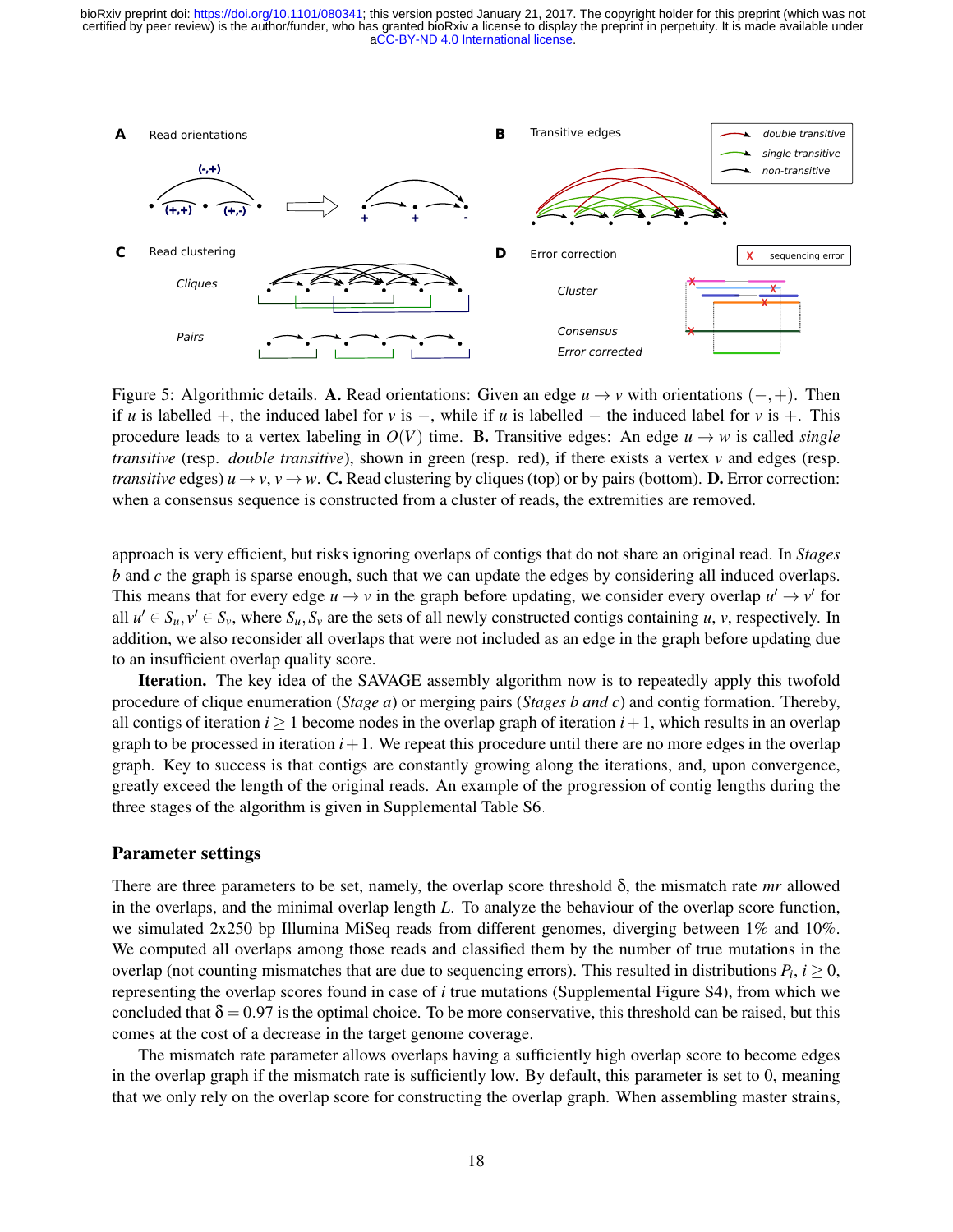Figure 5: Algorithmic details. **A.** Read orientations: Given an edge $u \rightarrow v$ with orientations $(-,+)$. Then if $u$ is labelled $+$, the induced label for $v$ is $-$, while if $u$ is labelled $-$ the induced label for $v$ is $+$. This procedure leads to a vertex labeling in $O(V)$ time. **B.** Transitive edges: An edge $u \rightarrow w$ is called *single transitive* (resp. *double transitive*), shown in green (resp. red), if there exists a vertex $v$ and edges (resp. *transitive* edges) $u \rightarrow v$, $v \rightarrow w$. **C.** Read clustering by cliques (top) or by pairs (bottom). **D.** Error correction: when a consensus sequence is constructed from a cluster of reads, the extremities are removed.

approach is very efficient, but risks ignoring overlaps of contigs that do not share an original read. In *Stages b* and *c* the graph is sparse enough, such that we can update the edges by considering all induced overlaps. This means that for every edge $u \rightarrow v$ in the graph before updating, we consider every overlap $u' \rightarrow v'$ for all $u' \in S_u, v' \in S_v$, where $S_u, S_v$ are the sets of all newly constructed contigs containing $u$, $v$, respectively. In addition, we also reconsider all overlaps that were not included as an edge in the graph before updating due to an insufficient overlap quality score.

**Iteration.** The key idea of the SAVAGE assembly algorithm now is to repeatedly apply this twofold procedure of clique enumeration (*Stage a*) or merging pairs (*Stages b and c*) and contig formation. Thereby, all contigs of iteration $i \geq 1$ become nodes in the overlap graph of iteration $i+1$, which results in an overlap graph to be processed in iteration $i+1$. We repeat this procedure until there are no more edges in the overlap graph. Key to success is that contigs are constantly growing along the iterations, and, upon convergence, greatly exceed the length of the original reads. An example of the progression of contig lengths during the three stages of the algorithm is given in Supplemental Table S6.

## Parameter settings

There are three parameters to be set, namely, the overlap score threshold $\delta$, the mismatch rate $mr$ allowed in the overlaps, and the minimal overlap length $L$. To analyze the behaviour of the overlap score function, we simulated 2x250 bp Illumina MiSeq reads from different genomes, diverging between 1% and 10%. We computed all overlaps among those reads and classified them by the number of true mutations in the overlap (not counting mismatches that are due to sequencing errors). This resulted in distributions $P_i$, $i \geq 0$, representing the overlap scores found in case of $i$ true mutations (Supplemental Figure S4), from which we concluded that $\delta = 0.97$ is the optimal choice. To be more conservative, this threshold can be raised, but this comes at the cost of a decrease in the target genome coverage.

The mismatch rate parameter allows overlaps having a sufficiently high overlap score to become edges in the overlap graph if the mismatch rate is sufficiently low. By default, this parameter is set to 0, meaning that we only rely on the overlap score for constructing the overlap graph. When assembling master strains,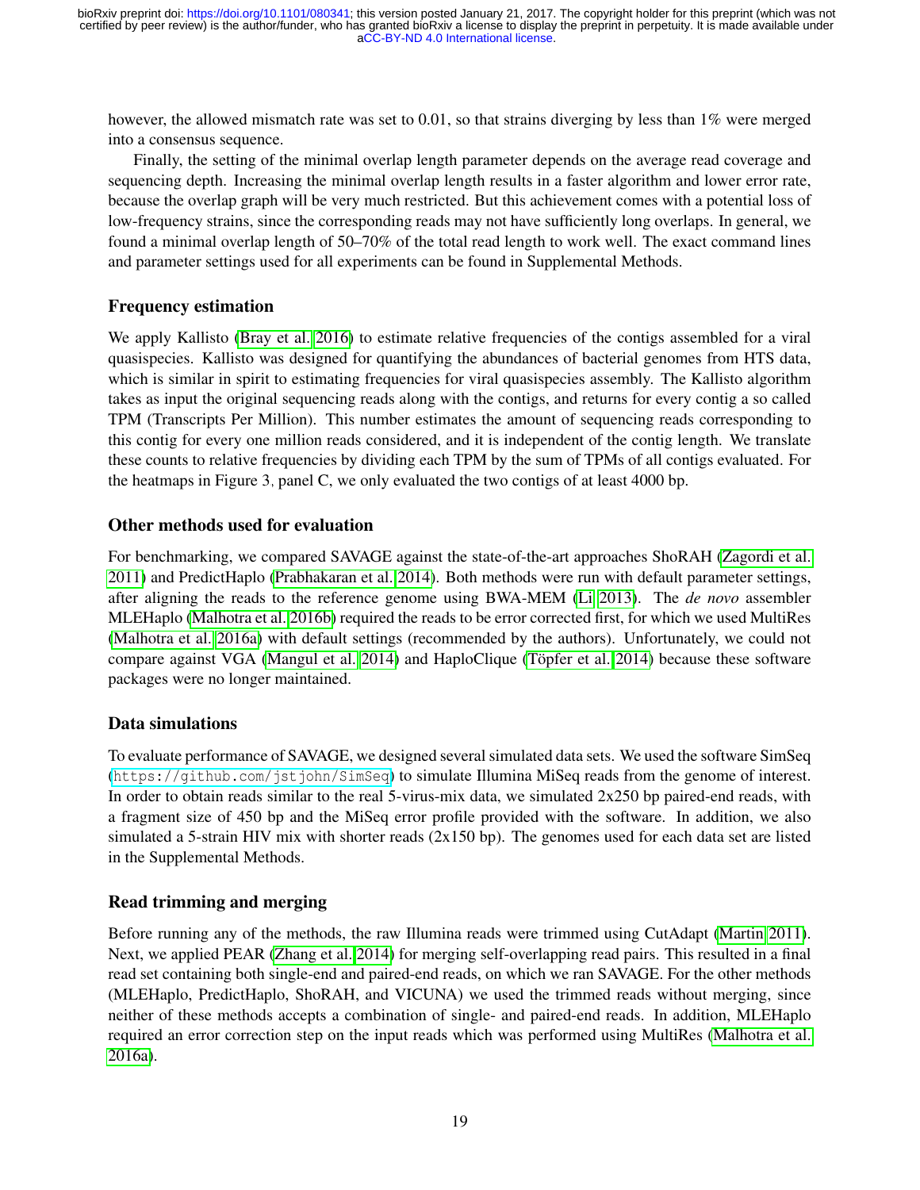however, the allowed mismatch rate was set to 0.01, so that strains diverging by less than 1% were merged into a consensus sequence.

Finally, the setting of the minimal overlap length parameter depends on the average read coverage and sequencing depth. Increasing the minimal overlap length results in a faster algorithm and lower error rate, because the overlap graph will be very much restricted. But this achievement comes with a potential loss of low-frequency strains, since the corresponding reads may not have sufficiently long overlaps. In general, we found a minimal overlap length of 50–70% of the total read length to work well. The exact command lines and parameter settings used for all experiments can be found in Supplemental Methods.

### Frequency estimation

We apply Kallisto (Bray et al. 2016) to estimate relative frequencies of the contigs assembled for a viral quasispecies. Kallisto was designed for quantifying the abundances of bacterial genomes from HTS data, which is similar in spirit to estimating frequencies for viral quasispecies assembly. The Kallisto algorithm takes as input the original sequencing reads along with the contigs, and returns for every contig a so called TPM (Transcripts Per Million). This number estimates the amount of sequencing reads corresponding to this contig for every one million reads considered, and it is independent of the contig length. We translate these counts to relative frequencies by dividing each TPM by the sum of TPMs of all contigs evaluated. For the heatmaps in Figure 3, panel C, we only evaluated the two contigs of at least 4000 bp.

### Other methods used for evaluation

For benchmarking, we compared SAVAGE against the state-of-the-art approaches ShoRAH (Zagordi et al. 2011) and PredictHaplo (Prabhakaran et al. 2014). Both methods were run with default parameter settings, after aligning the reads to the reference genome using BWA-MEM (Li 2013). The *de novo* assembler MLEHaplo (Malhotra et al. 2016b) required the reads to be error corrected first, for which we used MultiRes (Malhotra et al. 2016a) with default settings (recommended by the authors). Unfortunately, we could not compare against VGA (Mangul et al. 2014) and HaploClique (Töpfer et al. 2014) because these software packages were no longer maintained.

### Data simulations

To evaluate performance of SAVAGE, we designed several simulated data sets. We used the software SimSeq (`https://github.com/jstjohn/SimSeq`) to simulate Illumina MiSeq reads from the genome of interest. In order to obtain reads similar to the real 5-virus-mix data, we simulated 2x250 bp paired-end reads, with a fragment size of 450 bp and the MiSeq error profile provided with the software. In addition, we also simulated a 5-strain HIV mix with shorter reads (2x150 bp). The genomes used for each data set are listed in the Supplemental Methods.

### Read trimming and merging

Before running any of the methods, the raw Illumina reads were trimmed using CutAdapt (Martin 2011). Next, we applied PEAR (Zhang et al. 2014) for merging self-overlapping read pairs. This resulted in a final read set containing both single-end and paired-end reads, on which we ran SAVAGE. For the other methods (MLEHaplo, PredictHaplo, ShoRAH, and VICUNA) we used the trimmed reads without merging, since neither of these methods accepts a combination of single- and paired-end reads. In addition, MLEHaplo required an error correction step on the input reads which was performed using MultiRes (Malhotra et al. 2016a).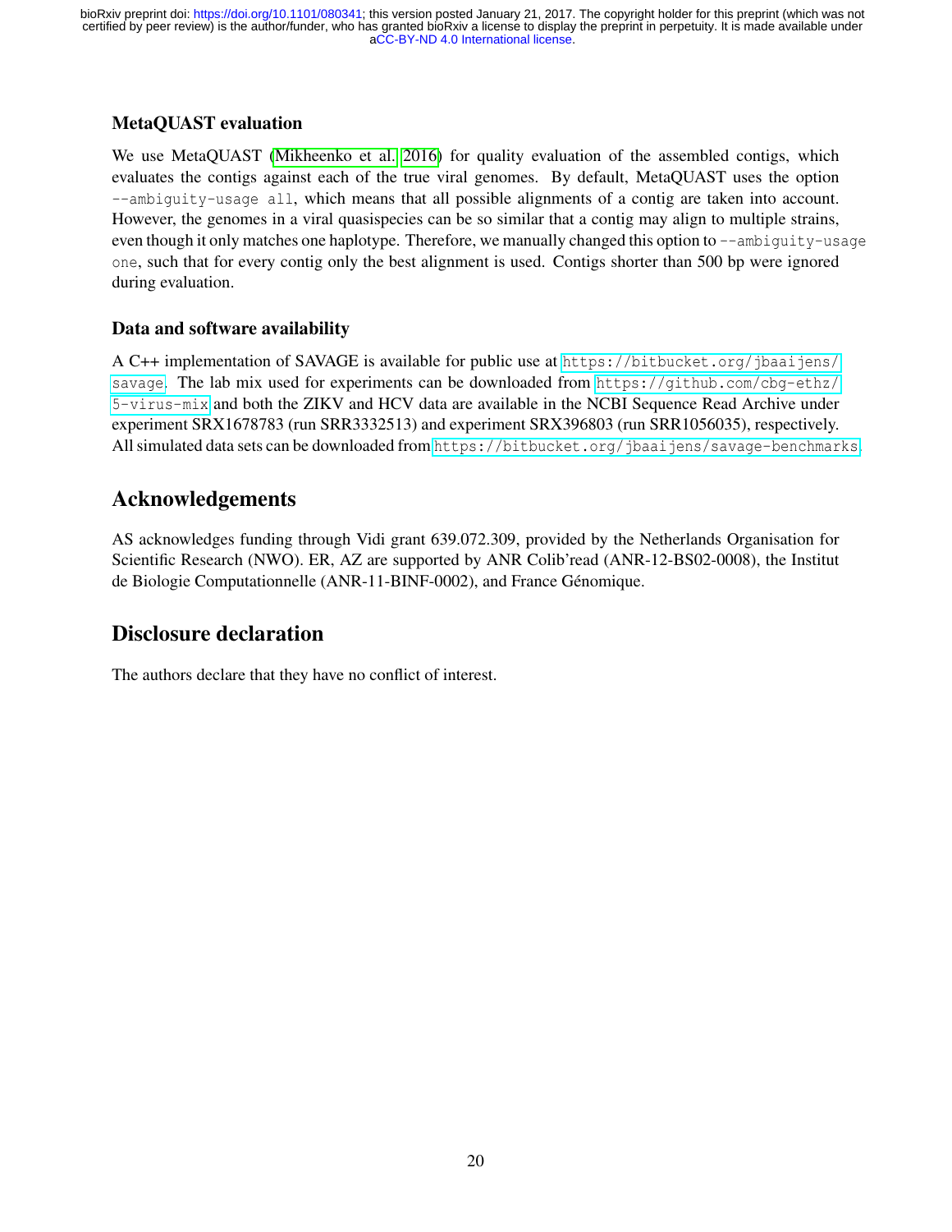### MetaQUAST evaluation

We use MetaQUAST (Mikheenko et al. 2016) for quality evaluation of the assembled contigs, which evaluates the contigs against each of the true viral genomes. By default, MetaQUAST uses the option `--ambiguity-usage all`, which means that all possible alignments of a contig are taken into account. However, the genomes in a viral quasispecies can be so similar that a contig may align to multiple strains, even though it only matches one haplotype. Therefore, we manually changed this option to `--ambiguity-usage one`, such that for every contig only the best alignment is used. Contigs shorter than 500 bp were ignored during evaluation.

### Data and software availability

A C++ implementation of SAVAGE is available for public use at https://bitbucket.org/jbaaijens/savage. The lab mix used for experiments can be downloaded from https://github.com/cbg-ethz/5-virus-mix and both the ZIKV and HCV data are available in the NCBI Sequence Read Archive under experiment SRX1678783 (run SRR3332513) and experiment SRX396803 (run SRR1056035), respectively. All simulated data sets can be downloaded from https://bitbucket.org/jbaaijens/savage-benchmarks.

## Acknowledgements

AS acknowledges funding through Vidi grant 639.072.309, provided by the Netherlands Organisation for Scientific Research (NWO). ER, AZ are supported by ANR Colib'read (ANR-12-BS02-0008), the Institut de Biologie Computationnelle (ANR-11-BINF-0002), and France Génomique.

## Disclosure declaration

The authors declare that they have no conflict of interest.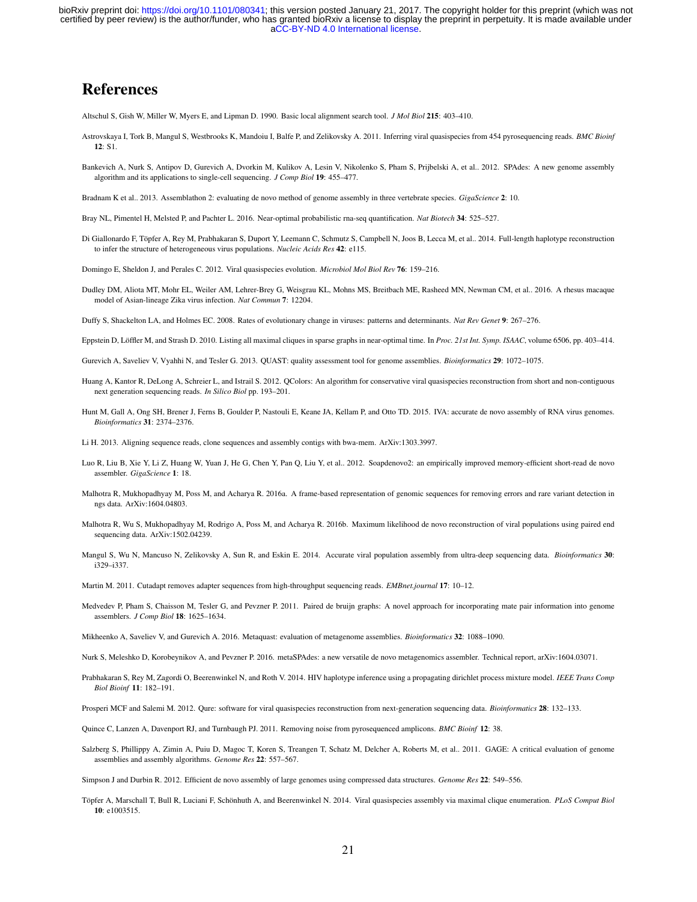# References

Altschul S, Gish W, Miller W, Myers E, and Lipman D. 1990. Basic local alignment search tool. *J Mol Biol* **215**: 403–410.

Astrovskaya I, Tork B, Mangul S, Westbrooks K, Mandoiu I, Balfe P, and Zelikovsky A. 2011. Inferring viral quasispecies from 454 pyrosequencing reads. *BMC Bioinf* **12**: S1.

Bankevich A, Nurk S, Antipov D, Gurevich A, Dvorkin M, Kulikov A, Lesin V, Nikolenko S, Pham S, Prjibelski A, et al.. 2012. SPAdes: A new genome assembly algorithm and its applications to single-cell sequencing. *J Comp Biol* **19**: 455–477.

Bradnam K et al.. 2013. Assemblathon 2: evaluating de novo method of genome assembly in three vertebrate species. *GigaScience* **2**: 10.

Bray NL, Pimentel H, Melsted P, and Pachter L. 2016. Near-optimal probabilistic rna-seq quantification. *Nat Biotech* **34**: 525–527.

Di Giallonardo F, Töpfer A, Rey M, Prabhakaran S, Duport Y, Leemann C, Schmutz S, Campbell N, Joos B, Lecca M, et al.. 2014. Full-length haplotype reconstruction to infer the structure of heterogeneous virus populations. *Nucleic Acids Res* **42**: e115.

Domingo E, Sheldon J, and Perales C. 2012. Viral quasispecies evolution. *Microbiol Mol Biol Rev* **76**: 159–216.

Dudley DM, Aliota MT, Mohr EL, Weiler AM, Lehrer-Brey G, Weisgrau KL, Mohns MS, Breitbach ME, Rasheed MN, Newman CM, et al.. 2016. A rhesus macaque model of Asian-lineage Zika virus infection. *Nat Commun* **7**: 12204.

Duffy S, Shackelton LA, and Holmes EC. 2008. Rates of evolutionary change in viruses: patterns and determinants. *Nat Rev Genet* **9**: 267–276.

Eppstein D, Löffler M, and Strash D. 2010. Listing all maximal cliques in sparse graphs in near-optimal time. In *Proc. 21st Int. Symp. ISAAC*, volume 6506, pp. 403–414.

Gurevich A, Saveliev V, Vyahhi N, and Tesler G. 2013. QUAST: quality assessment tool for genome assemblies. *Bioinformatics* **29**: 1072–1075.

Huang A, Kantor R, DeLong A, Schreier L, and Istrail S. 2012. QColors: An algorithm for conservative viral quasispecies reconstruction from short and non-contiguous next generation sequencing reads. *In Silico Biol* pp. 193–201.

Hunt M, Gall A, Ong SH, Brener J, Ferns B, Goulder P, Nastouli E, Keane JA, Kellam P, and Otto TD. 2015. IVA: accurate de novo assembly of RNA virus genomes. *Bioinformatics* **31**: 2374–2376.

Li H. 2013. Aligning sequence reads, clone sequences and assembly contigs with bwa-mem. ArXiv:1303.3997.

Luo R, Liu B, Xie Y, Li Z, Huang W, Yuan J, He G, Chen Y, Pan Q, Liu Y, et al.. 2012. Soapdenovo2: an empirically improved memory-efficient short-read de novo assembler. *GigaScience* **1**: 18.

Malhotra R, Mukhopadhyay M, Poss M, and Acharya R. 2016a. A frame-based representation of genomic sequences for removing errors and rare variant detection in ngs data. ArXiv:1604.04803.

Malhotra R, Wu S, Mukhopadhyay M, Rodrigo A, Poss M, and Acharya R. 2016b. Maximum likelihood de novo reconstruction of viral populations using paired end sequencing data. ArXiv:1502.04239.

Mangul S, Wu N, Mancuso N, Zelikovsky A, Sun R, and Eskin E. 2014. Accurate viral population assembly from ultra-deep sequencing data. *Bioinformatics* **30**: i329–i337.

Martin M. 2011. Cutadapt removes adapter sequences from high-throughput sequencing reads. *EMBnet.journal* **17**: 10–12.

Medvedev P, Pham S, Chaisson M, Tesler G, and Pevzner P. 2011. Paired de bruijn graphs: A novel approach for incorporating mate pair information into genome assemblers. *J Comp Biol* **18**: 1625–1634.

Mikheenko A, Saveliev V, and Gurevich A. 2016. Metaquast: evaluation of metagenome assemblies. *Bioinformatics* **32**: 1088–1090.

Nurk S, Meleshko D, Korobeynikov A, and Pevzner P. 2016. metaSPAdes: a new versatile de novo metagenomics assembler. Technical report, arXiv:1604.03071.

Prabhakaran S, Rey M, Zagordi O, Beerenwinkel N, and Roth V. 2014. HIV haplotype inference using a propagating dirichlet process mixture model. *IEEE Trans Comp Biol Bioinf* **11**: 182–191.

Prosperi MCF and Salemi M. 2012. Qure: software for viral quasispecies reconstruction from next-generation sequencing data. *Bioinformatics* **28**: 132–133.

Quince C, Lanzen A, Davenport RJ, and Turnbaugh PJ. 2011. Removing noise from pyrosequenced amplicons. *BMC Bioinf* **12**: 38.

Salzberg S, Phillippy A, Zimin A, Puiu D, Magoc T, Koren S, Treangen T, Schatz M, Delcher A, Roberts M, et al.. 2011. GAGE: A critical evaluation of genome assemblies and assembly algorithms. *Genome Res* **22**: 557–567.

Simpson J and Durbin R. 2012. Efficient de novo assembly of large genomes using compressed data structures. *Genome Res* **22**: 549–556.

Töpfer A, Marschall T, Bull R, Luciani F, Schönhuth A, and Beerenwinkel N. 2014. Viral quasispecies assembly via maximal clique enumeration. *PLoS Comput Biol* **10**: e1003515.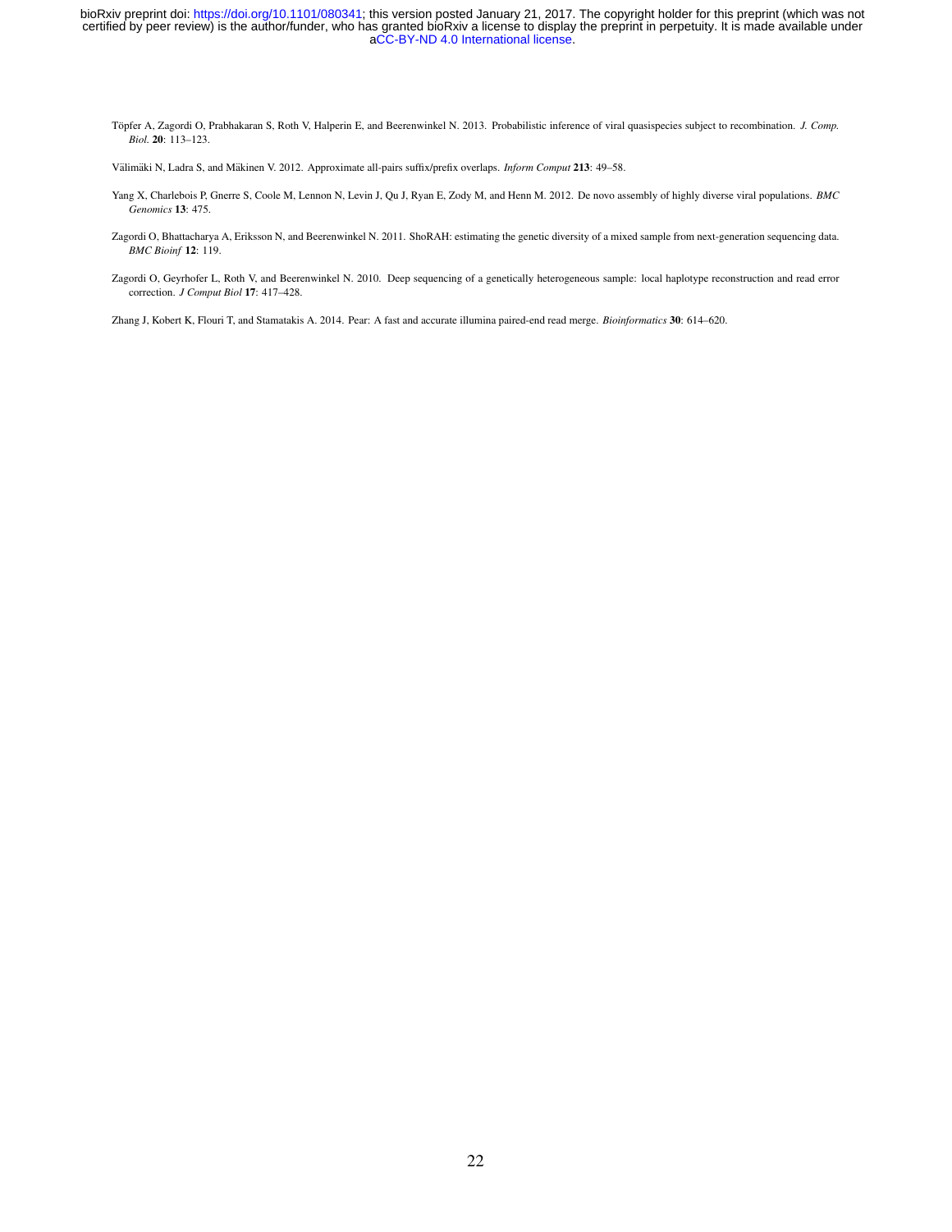Töpfer A, Zagordi O, Prabhakaran S, Roth V, Halperin E, and Beerenwinkel N. 2013. Probabilistic inference of viral quasispecies subject to recombination. *J. Comp. Biol.* **20**: 113–123.

Välimäki N, Ladra S, and Mäkinen V. 2012. Approximate all-pairs suffix/prefix overlaps. *Inform Comput* **213**: 49–58.

Yang X, Charlebois P, Gnerre S, Coole M, Lennon N, Levin J, Qu J, Ryan E, Zody M, and Henn M. 2012. De novo assembly of highly diverse viral populations. *BMC Genomics* **13**: 475.

Zagordi O, Bhattacharya A, Eriksson N, and Beerenwinkel N. 2011. ShoRAH: estimating the genetic diversity of a mixed sample from next-generation sequencing data. *BMC Bioinf* **12**: 119.

Zagordi O, Geyrhofer L, Roth V, and Beerenwinkel N. 2010. Deep sequencing of a genetically heterogeneous sample: local haplotype reconstruction and read error correction. *J Comput Biol* **17**: 417–428.

Zhang J, Kobert K, Flouri T, and Stamatakis A. 2014. Pear: A fast and accurate illumina paired-end read merge. *Bioinformatics* **30**: 614–620.